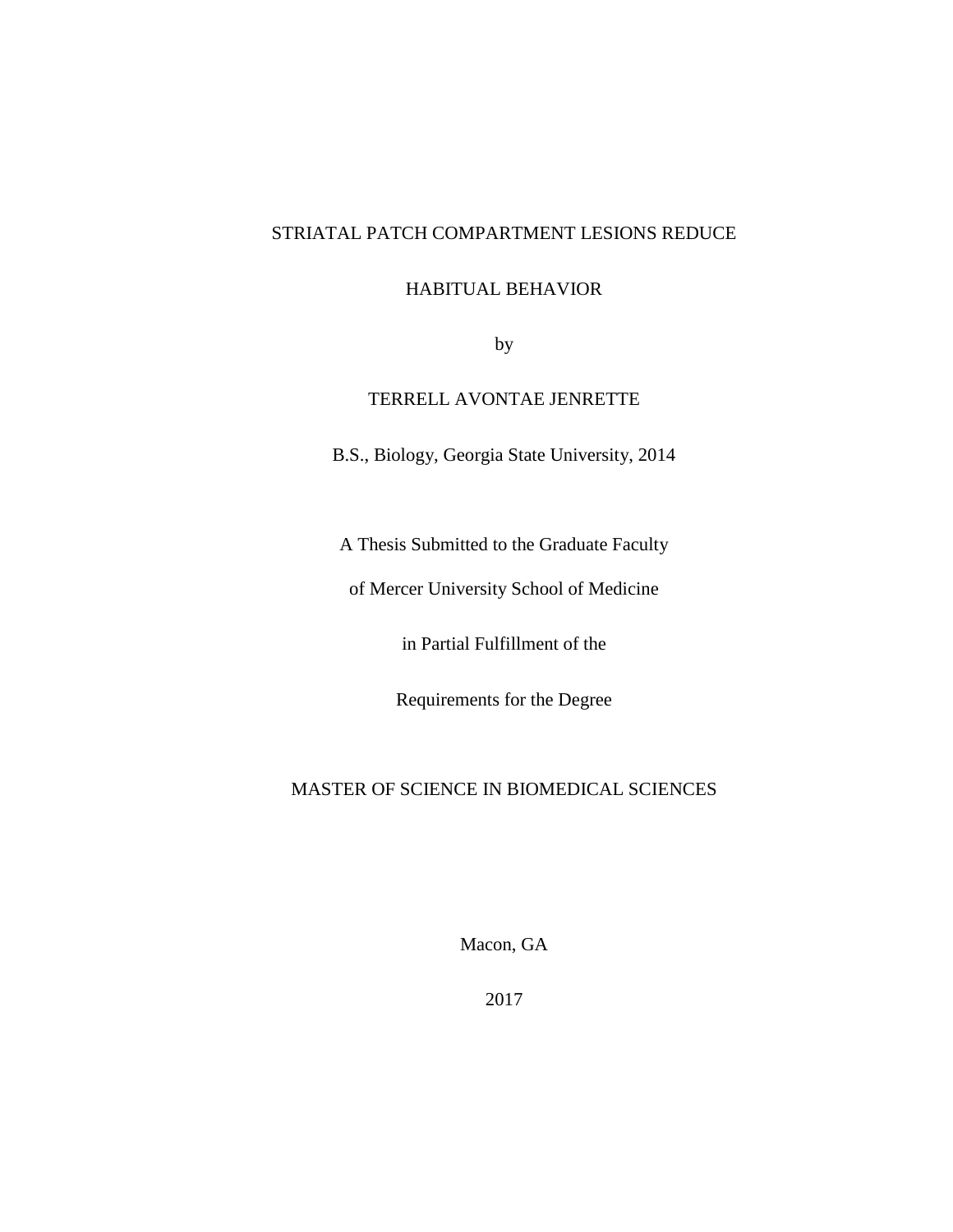# STRIATAL PATCH COMPARTMENT LESIONS REDUCE HABITUAL BEHAVIOR

by

TERRELL AVONTAE JENRETTE

B.S., Biology, Georgia State University, 2014

A Thesis Submitted to the Graduate Faculty

of Mercer University School of Medicine

in Partial Fulfillment of the

Requirements for the Degree

MASTER OF SCIENCE IN BIOMEDICAL SCIENCES

Macon, GA

2017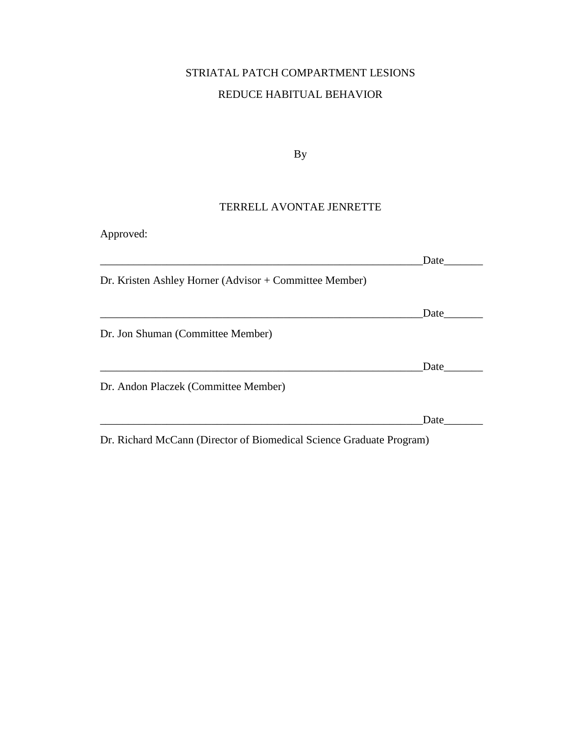STRIATAL PATCH COMPARTMENT LESIONS

REDUCE HABITUAL BEHAVIOR

By

TERRELL AVONTAE JENRETTE

Approved:

_____________________________________________________________Date_______

Dr. Kristen Ashley Horner (Advisor + Committee Member)

_____________________________________________________________Date_______

Dr. Jon Shuman (Committee Member)

_____________________________________________________________Date_______

Dr. Andon Placzek (Committee Member)

_____________________________________________________________Date_______

Dr. Richard McCann (Director of Biomedical Science Graduate Program)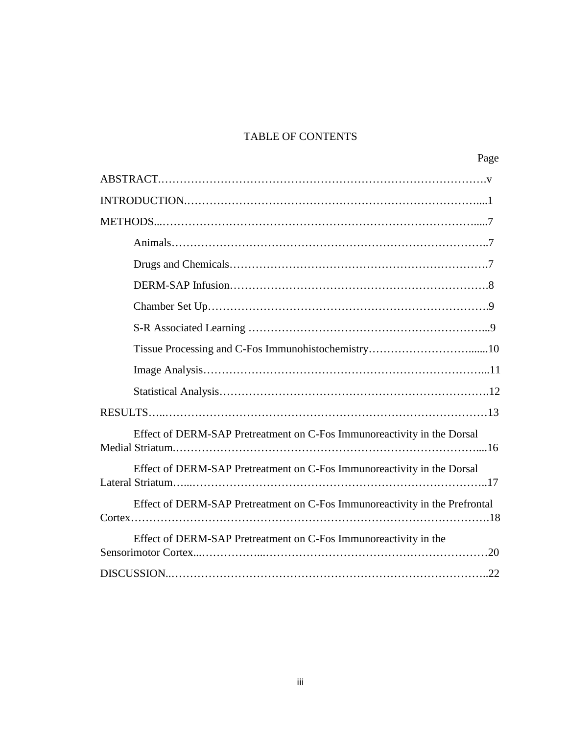# TABLE OF CONTENTS

| | Page |
|---|---|
| ABSTRACT | v |
| INTRODUCTION | 1 |
| METHODS | 7 |
| Animals | 7 |
| Drugs and Chemicals | 7 |
| DERM-SAP Infusion | 8 |
| Chamber Set Up | 9 |
| S-R Associated Learning | 9 |
| Tissue Processing and C-Fos Immunohistochemistry | 10 |
| Image Analysis | 11 |
| Statistical Analysis | 12 |
| RESULTS | 13 |
| Effect of DERM-SAP Pretreatment on C-Fos Immunoreactivity in the Dorsal Medial Striatum | 16 |
| Effect of DERM-SAP Pretreatment on C-Fos Immunoreactivity in the Dorsal Lateral Striatum | 17 |
| Effect of DERM-SAP Pretreatment on C-Fos Immunoreactivity in the Prefrontal Cortex | 18 |
| Effect of DERM-SAP Pretreatment on C-Fos Immunoreactivity in the Sensorimotor Cortex | 20 |
| DISCUSSION | 22 |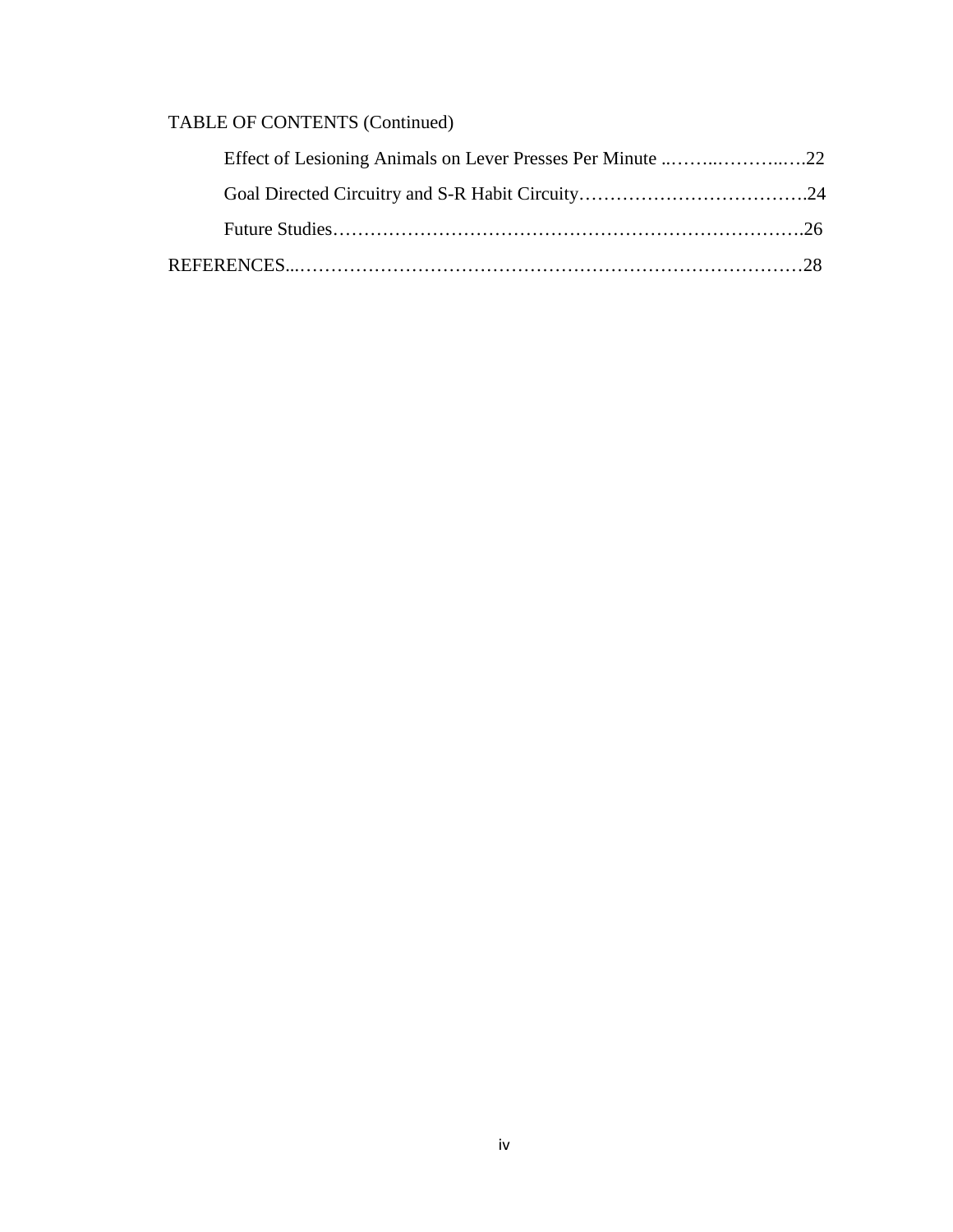TABLE OF CONTENTS (Continued)

Effect of Lesioning Animals on Lever Presses Per Minute ..……..………..….22

Goal Directed Circuitry and S-R Habit Circuity……………………………….24

Future Studies……………………………………………………………….26

REFERENCES...……………………………………………………………………28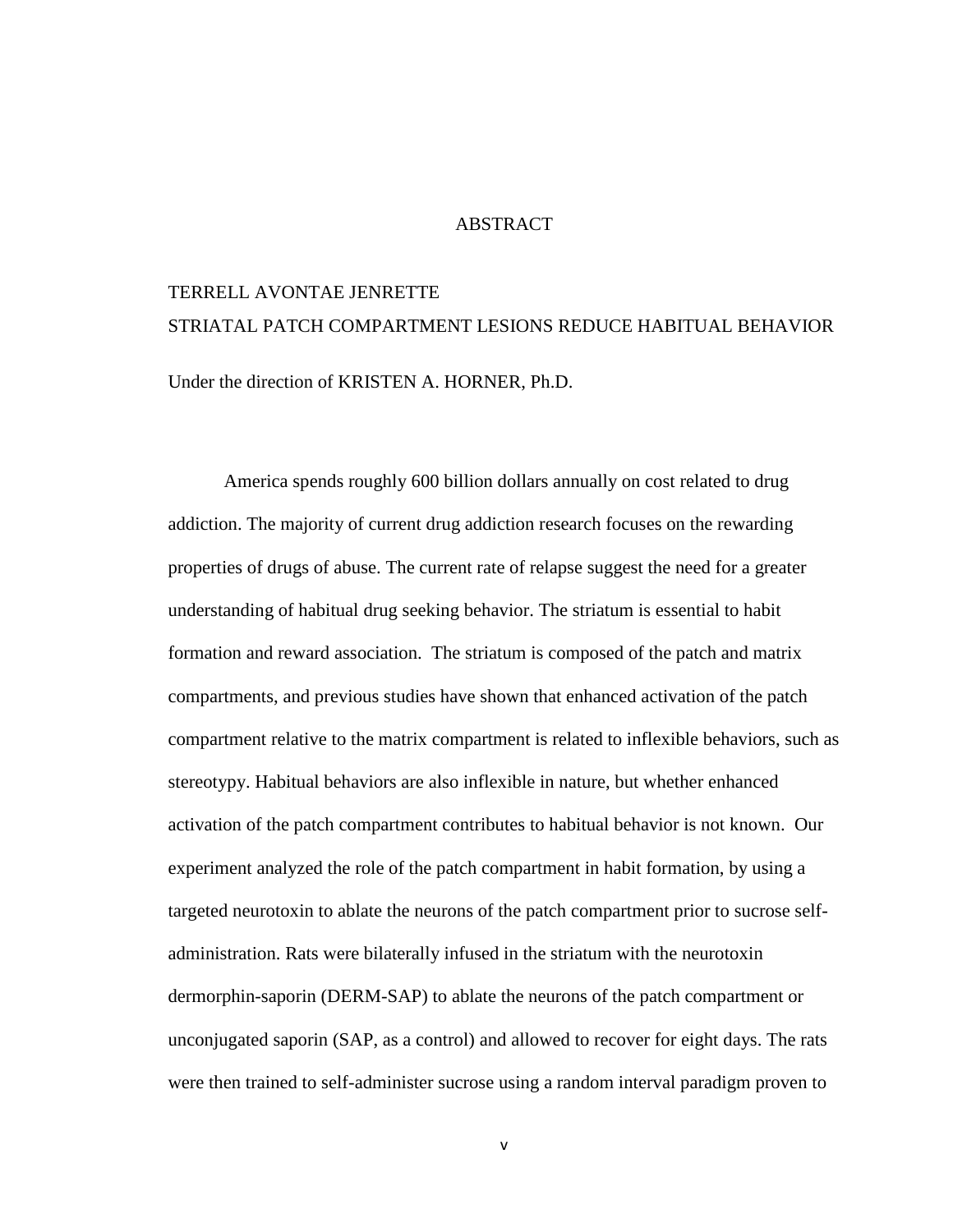# ABSTRACT

TERRELL AVONTAE JENRETTE

STRIATAL PATCH COMPARTMENT LESIONS REDUCE HABITUAL BEHAVIOR

Under the direction of KRISTEN A. HORNER, Ph.D.

America spends roughly 600 billion dollars annually on cost related to drug addiction. The majority of current drug addiction research focuses on the rewarding properties of drugs of abuse. The current rate of relapse suggest the need for a greater understanding of habitual drug seeking behavior. The striatum is essential to habit formation and reward association. The striatum is composed of the patch and matrix compartments, and previous studies have shown that enhanced activation of the patch compartment relative to the matrix compartment is related to inflexible behaviors, such as stereotypy. Habitual behaviors are also inflexible in nature, but whether enhanced activation of the patch compartment contributes to habitual behavior is not known. Our experiment analyzed the role of the patch compartment in habit formation, by using a targeted neurotoxin to ablate the neurons of the patch compartment prior to sucrose self-administration. Rats were bilaterally infused in the striatum with the neurotoxin dermorphin-saporin (DERM-SAP) to ablate the neurons of the patch compartment or unconjugated saporin (SAP, as a control) and allowed to recover for eight days. The rats were then trained to self-administer sucrose using a random interval paradigm proven to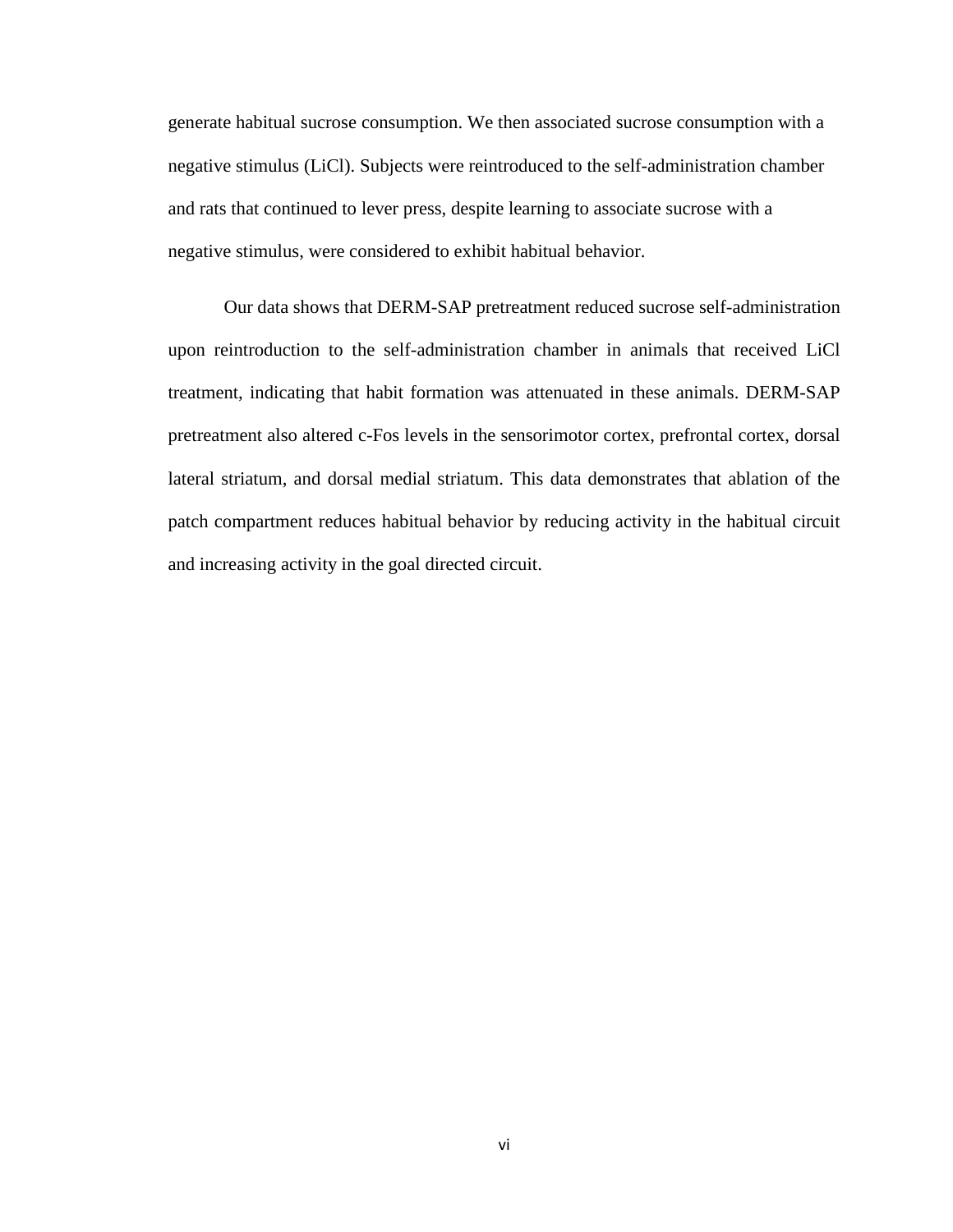generate habitual sucrose consumption. We then associated sucrose consumption with a negative stimulus (LiCl). Subjects were reintroduced to the self-administration chamber and rats that continued to lever press, despite learning to associate sucrose with a negative stimulus, were considered to exhibit habitual behavior.

Our data shows that DERM-SAP pretreatment reduced sucrose self-administration upon reintroduction to the self-administration chamber in animals that received LiCl treatment, indicating that habit formation was attenuated in these animals. DERM-SAP pretreatment also altered c-Fos levels in the sensorimotor cortex, prefrontal cortex, dorsal lateral striatum, and dorsal medial striatum. This data demonstrates that ablation of the patch compartment reduces habitual behavior by reducing activity in the habitual circuit and increasing activity in the goal directed circuit.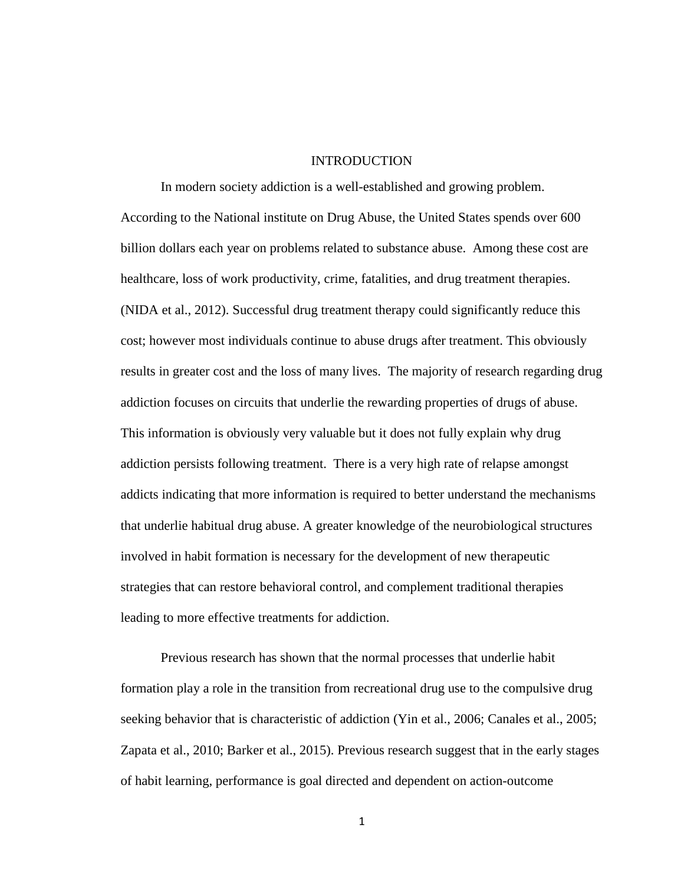# INTRODUCTION

In modern society addiction is a well-established and growing problem. According to the National institute on Drug Abuse, the United States spends over 600 billion dollars each year on problems related to substance abuse. Among these cost are healthcare, loss of work productivity, crime, fatalities, and drug treatment therapies. (NIDA et al., 2012). Successful drug treatment therapy could significantly reduce this cost; however most individuals continue to abuse drugs after treatment. This obviously results in greater cost and the loss of many lives. The majority of research regarding drug addiction focuses on circuits that underlie the rewarding properties of drugs of abuse. This information is obviously very valuable but it does not fully explain why drug addiction persists following treatment. There is a very high rate of relapse amongst addicts indicating that more information is required to better understand the mechanisms that underlie habitual drug abuse. A greater knowledge of the neurobiological structures involved in habit formation is necessary for the development of new therapeutic strategies that can restore behavioral control, and complement traditional therapies leading to more effective treatments for addiction.

Previous research has shown that the normal processes that underlie habit formation play a role in the transition from recreational drug use to the compulsive drug seeking behavior that is characteristic of addiction (Yin et al., 2006; Canales et al., 2005; Zapata et al., 2010; Barker et al., 2015). Previous research suggest that in the early stages of habit learning, performance is goal directed and dependent on action-outcome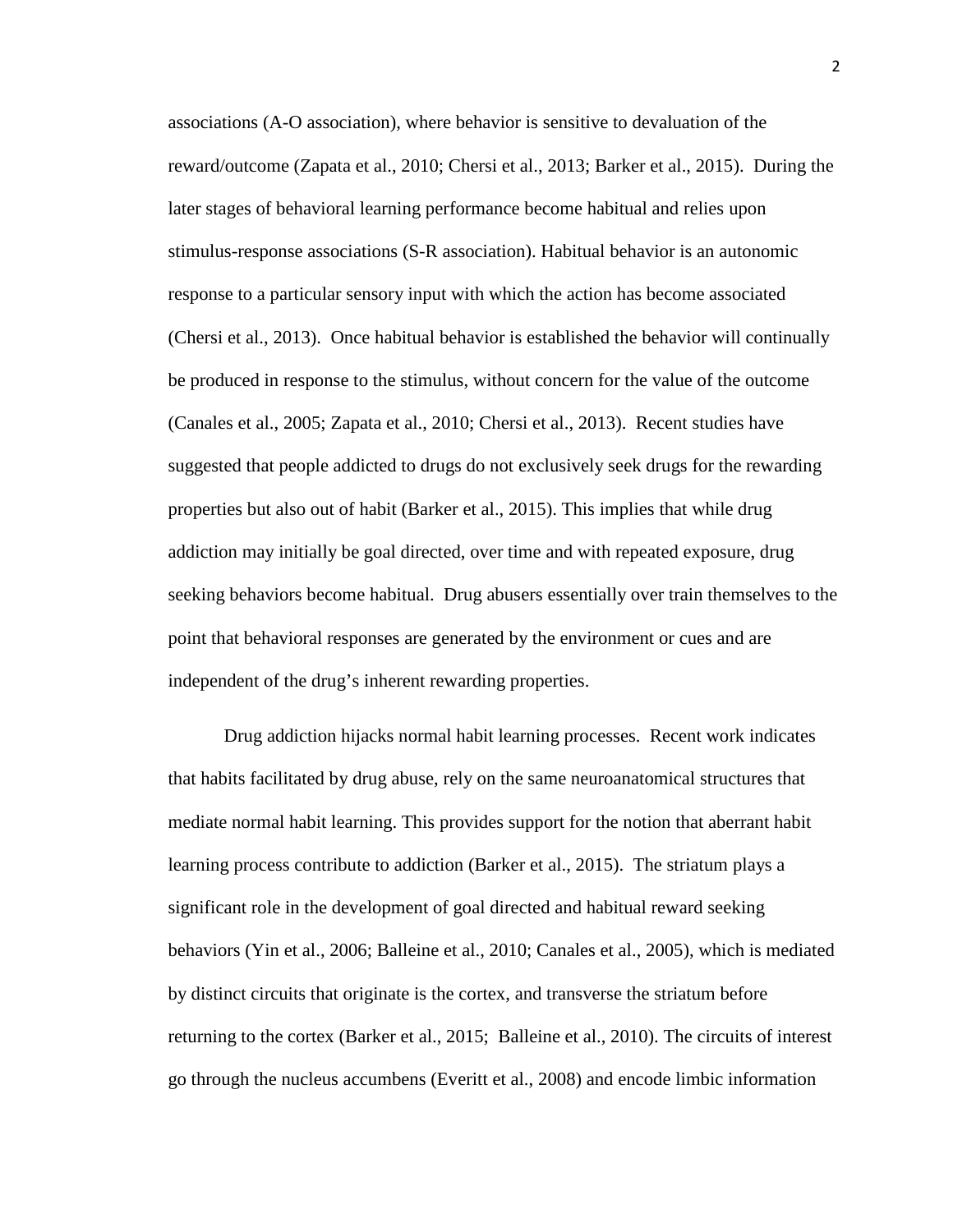associations (A-O association), where behavior is sensitive to devaluation of the reward/outcome (Zapata et al., 2010; Chersi et al., 2013; Barker et al., 2015). During the later stages of behavioral learning performance become habitual and relies upon stimulus-response associations (S-R association). Habitual behavior is an autonomic response to a particular sensory input with which the action has become associated (Chersi et al., 2013). Once habitual behavior is established the behavior will continually be produced in response to the stimulus, without concern for the value of the outcome (Canales et al., 2005; Zapata et al., 2010; Chersi et al., 2013). Recent studies have suggested that people addicted to drugs do not exclusively seek drugs for the rewarding properties but also out of habit (Barker et al., 2015). This implies that while drug addiction may initially be goal directed, over time and with repeated exposure, drug seeking behaviors become habitual. Drug abusers essentially over train themselves to the point that behavioral responses are generated by the environment or cues and are independent of the drug's inherent rewarding properties.

Drug addiction hijacks normal habit learning processes. Recent work indicates that habits facilitated by drug abuse, rely on the same neuroanatomical structures that mediate normal habit learning. This provides support for the notion that aberrant habit learning process contribute to addiction (Barker et al., 2015). The striatum plays a significant role in the development of goal directed and habitual reward seeking behaviors (Yin et al., 2006; Balleine et al., 2010; Canales et al., 2005), which is mediated by distinct circuits that originate is the cortex, and transverse the striatum before returning to the cortex (Barker et al., 2015; Balleine et al., 2010). The circuits of interest go through the nucleus accumbens (Everitt et al., 2008) and encode limbic information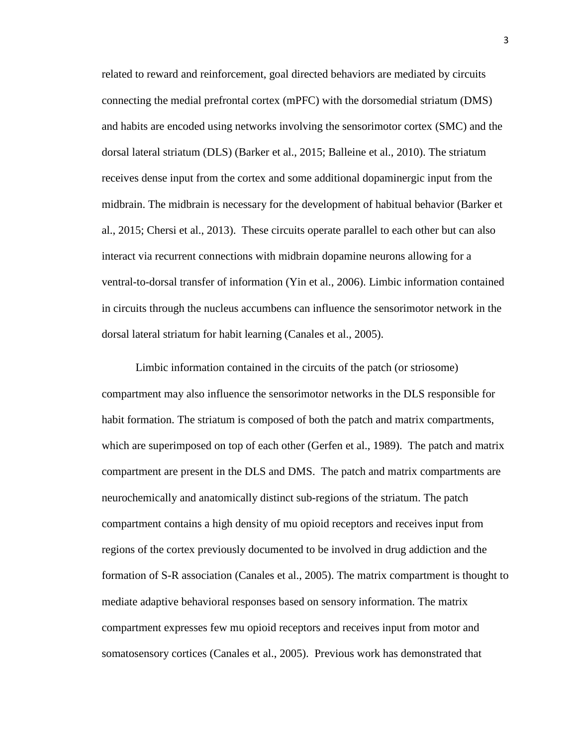related to reward and reinforcement, goal directed behaviors are mediated by circuits connecting the medial prefrontal cortex (mPFC) with the dorsomedial striatum (DMS) and habits are encoded using networks involving the sensorimotor cortex (SMC) and the dorsal lateral striatum (DLS) (Barker et al., 2015; Balleine et al., 2010). The striatum receives dense input from the cortex and some additional dopaminergic input from the midbrain. The midbrain is necessary for the development of habitual behavior (Barker et al., 2015; Chersi et al., 2013). These circuits operate parallel to each other but can also interact via recurrent connections with midbrain dopamine neurons allowing for a ventral-to-dorsal transfer of information (Yin et al., 2006). Limbic information contained in circuits through the nucleus accumbens can influence the sensorimotor network in the dorsal lateral striatum for habit learning (Canales et al., 2005).

Limbic information contained in the circuits of the patch (or striosome) compartment may also influence the sensorimotor networks in the DLS responsible for habit formation. The striatum is composed of both the patch and matrix compartments, which are superimposed on top of each other (Gerfen et al., 1989). The patch and matrix compartment are present in the DLS and DMS. The patch and matrix compartments are neurochemically and anatomically distinct sub-regions of the striatum. The patch compartment contains a high density of mu opioid receptors and receives input from regions of the cortex previously documented to be involved in drug addiction and the formation of S-R association (Canales et al., 2005). The matrix compartment is thought to mediate adaptive behavioral responses based on sensory information. The matrix compartment expresses few mu opioid receptors and receives input from motor and somatosensory cortices (Canales et al., 2005). Previous work has demonstrated that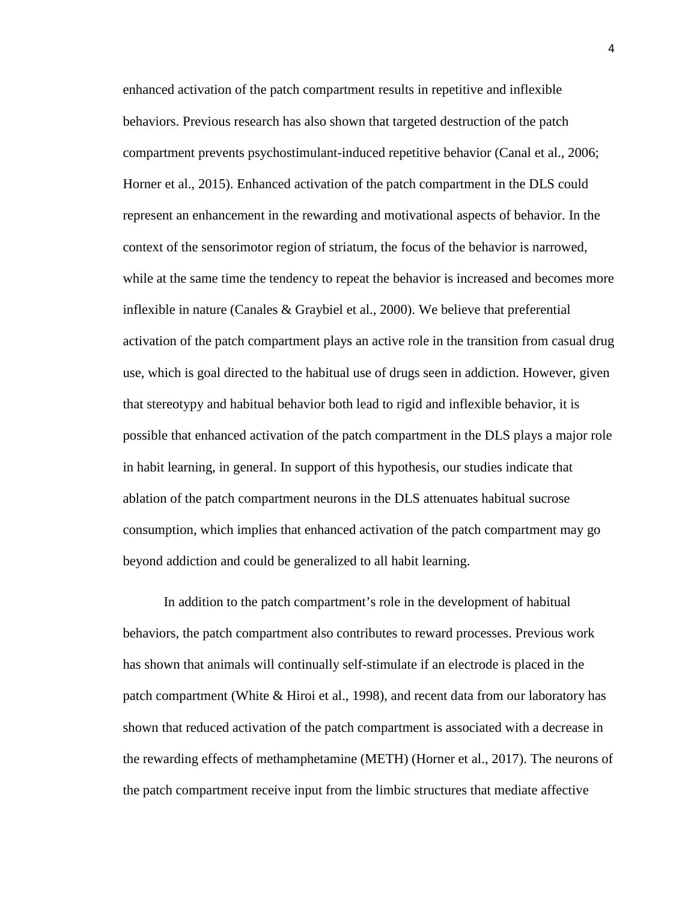enhanced activation of the patch compartment results in repetitive and inflexible behaviors. Previous research has also shown that targeted destruction of the patch compartment prevents psychostimulant-induced repetitive behavior (Canal et al., 2006; Horner et al., 2015). Enhanced activation of the patch compartment in the DLS could represent an enhancement in the rewarding and motivational aspects of behavior. In the context of the sensorimotor region of striatum, the focus of the behavior is narrowed, while at the same time the tendency to repeat the behavior is increased and becomes more inflexible in nature (Canales & Graybiel et al., 2000). We believe that preferential activation of the patch compartment plays an active role in the transition from casual drug use, which is goal directed to the habitual use of drugs seen in addiction. However, given that stereotypy and habitual behavior both lead to rigid and inflexible behavior, it is possible that enhanced activation of the patch compartment in the DLS plays a major role in habit learning, in general. In support of this hypothesis, our studies indicate that ablation of the patch compartment neurons in the DLS attenuates habitual sucrose consumption, which implies that enhanced activation of the patch compartment may go beyond addiction and could be generalized to all habit learning.

In addition to the patch compartment's role in the development of habitual behaviors, the patch compartment also contributes to reward processes. Previous work has shown that animals will continually self-stimulate if an electrode is placed in the patch compartment (White & Hiroi et al., 1998), and recent data from our laboratory has shown that reduced activation of the patch compartment is associated with a decrease in the rewarding effects of methamphetamine (METH) (Horner et al., 2017). The neurons of the patch compartment receive input from the limbic structures that mediate affective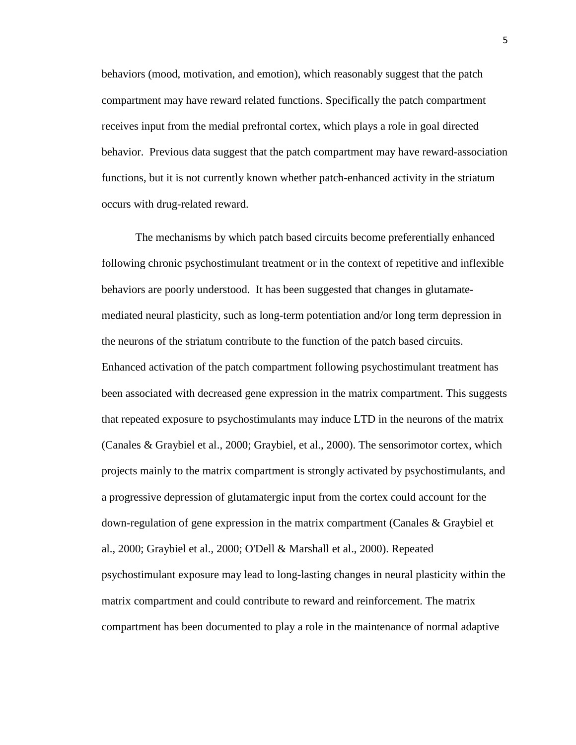behaviors (mood, motivation, and emotion), which reasonably suggest that the patch compartment may have reward related functions. Specifically the patch compartment receives input from the medial prefrontal cortex, which plays a role in goal directed behavior. Previous data suggest that the patch compartment may have reward-association functions, but it is not currently known whether patch-enhanced activity in the striatum occurs with drug-related reward.

The mechanisms by which patch based circuits become preferentially enhanced following chronic psychostimulant treatment or in the context of repetitive and inflexible behaviors are poorly understood. It has been suggested that changes in glutamate-mediated neural plasticity, such as long-term potentiation and/or long term depression in the neurons of the striatum contribute to the function of the patch based circuits. Enhanced activation of the patch compartment following psychostimulant treatment has been associated with decreased gene expression in the matrix compartment. This suggests that repeated exposure to psychostimulants may induce LTD in the neurons of the matrix (Canales & Graybiel et al., 2000; Graybiel, et al., 2000). The sensorimotor cortex, which projects mainly to the matrix compartment is strongly activated by psychostimulants, and a progressive depression of glutamatergic input from the cortex could account for the down-regulation of gene expression in the matrix compartment (Canales & Graybiel et al., 2000; Graybiel et al., 2000; O'Dell & Marshall et al., 2000). Repeated psychostimulant exposure may lead to long-lasting changes in neural plasticity within the matrix compartment and could contribute to reward and reinforcement. The matrix compartment has been documented to play a role in the maintenance of normal adaptive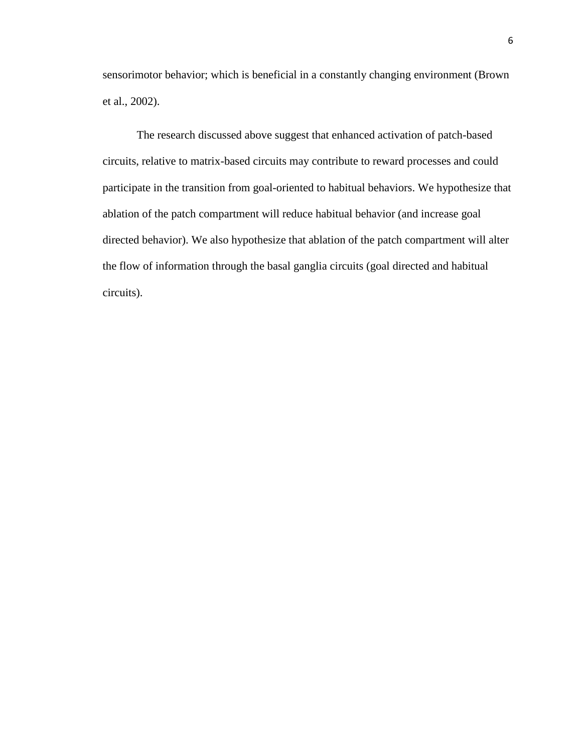sensorimotor behavior; which is beneficial in a constantly changing environment (Brown et al., 2002).

The research discussed above suggest that enhanced activation of patch-based circuits, relative to matrix-based circuits may contribute to reward processes and could participate in the transition from goal-oriented to habitual behaviors. We hypothesize that ablation of the patch compartment will reduce habitual behavior (and increase goal directed behavior). We also hypothesize that ablation of the patch compartment will alter the flow of information through the basal ganglia circuits (goal directed and habitual circuits).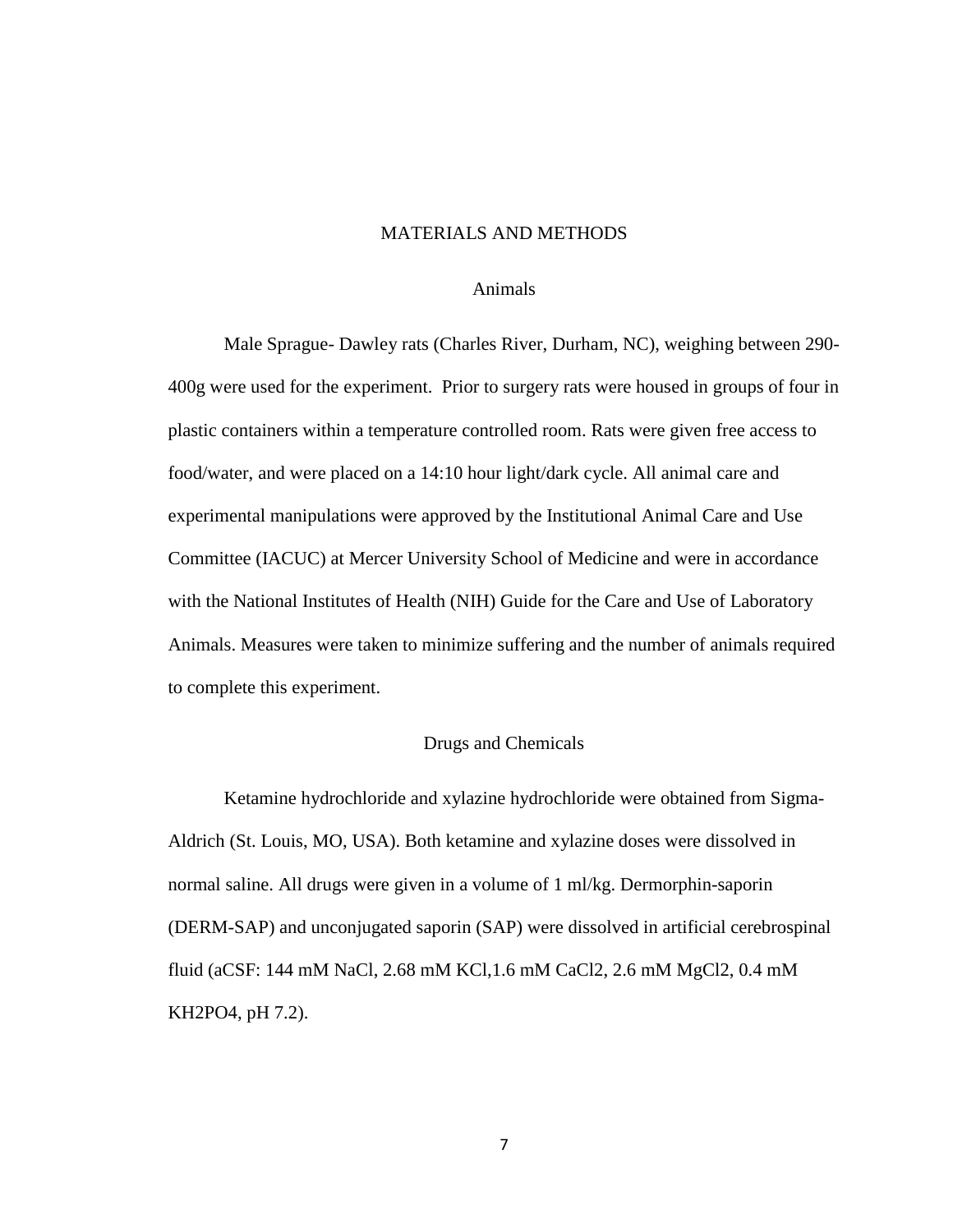# MATERIALS AND METHODS

## Animals

Male Sprague- Dawley rats (Charles River, Durham, NC), weighing between 290-400g were used for the experiment. Prior to surgery rats were housed in groups of four in plastic containers within a temperature controlled room. Rats were given free access to food/water, and were placed on a 14:10 hour light/dark cycle. All animal care and experimental manipulations were approved by the Institutional Animal Care and Use Committee (IACUC) at Mercer University School of Medicine and were in accordance with the National Institutes of Health (NIH) Guide for the Care and Use of Laboratory Animals. Measures were taken to minimize suffering and the number of animals required to complete this experiment.

## Drugs and Chemicals

Ketamine hydrochloride and xylazine hydrochloride were obtained from Sigma-Aldrich (St. Louis, MO, USA). Both ketamine and xylazine doses were dissolved in normal saline. All drugs were given in a volume of 1 ml/kg. Dermorphin-saporin (DERM-SAP) and unconjugated saporin (SAP) were dissolved in artificial cerebrospinal fluid (aCSF: 144 mM NaCl, 2.68 mM KCl,1.6 mM $CaCl_2$, 2.6 mM $MgCl_2$, 0.4 mM $KH_2PO_4$, pH 7.2).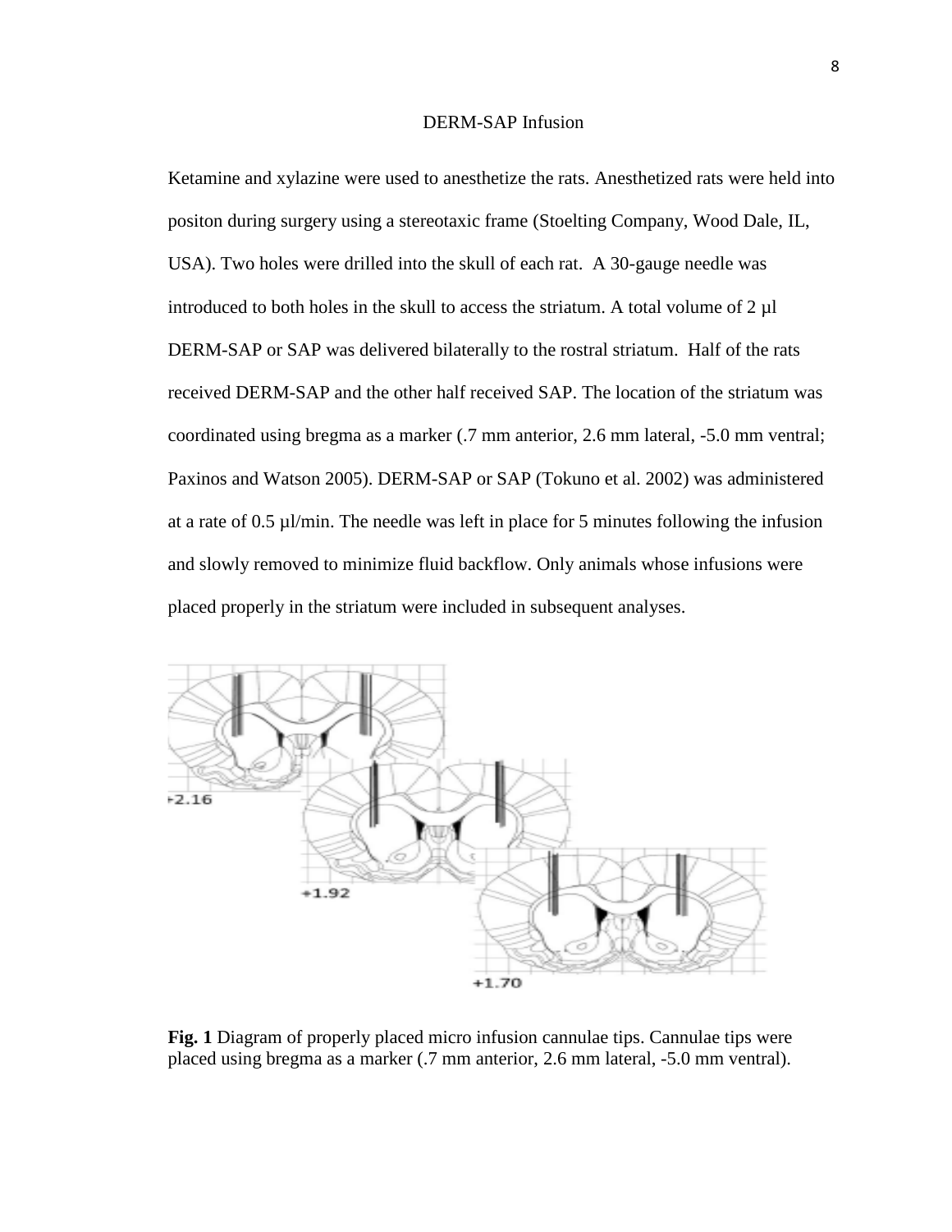## DERM-SAP Infusion

Ketamine and xylazine were used to anesthetize the rats. Anesthetized rats were held into positon during surgery using a stereotaxic frame (Stoelting Company, Wood Dale, IL, USA). Two holes were drilled into the skull of each rat. A 30-gauge needle was introduced to both holes in the skull to access the striatum. A total volume of 2 µl DERM-SAP or SAP was delivered bilaterally to the rostral striatum. Half of the rats received DERM-SAP and the other half received SAP. The location of the striatum was coordinated using bregma as a marker (.7 mm anterior, 2.6 mm lateral, -5.0 mm ventral; Paxinos and Watson 2005). DERM-SAP or SAP (Tokuno et al. 2002) was administered at a rate of 0.5 µl/min. The needle was left in place for 5 minutes following the infusion and slowly removed to minimize fluid backflow. Only animals whose infusions were placed properly in the striatum were included in subsequent analyses.

**Fig. 1** Diagram of properly placed micro infusion cannulae tips. Cannulae tips were placed using bregma as a marker (.7 mm anterior, 2.6 mm lateral, -5.0 mm ventral).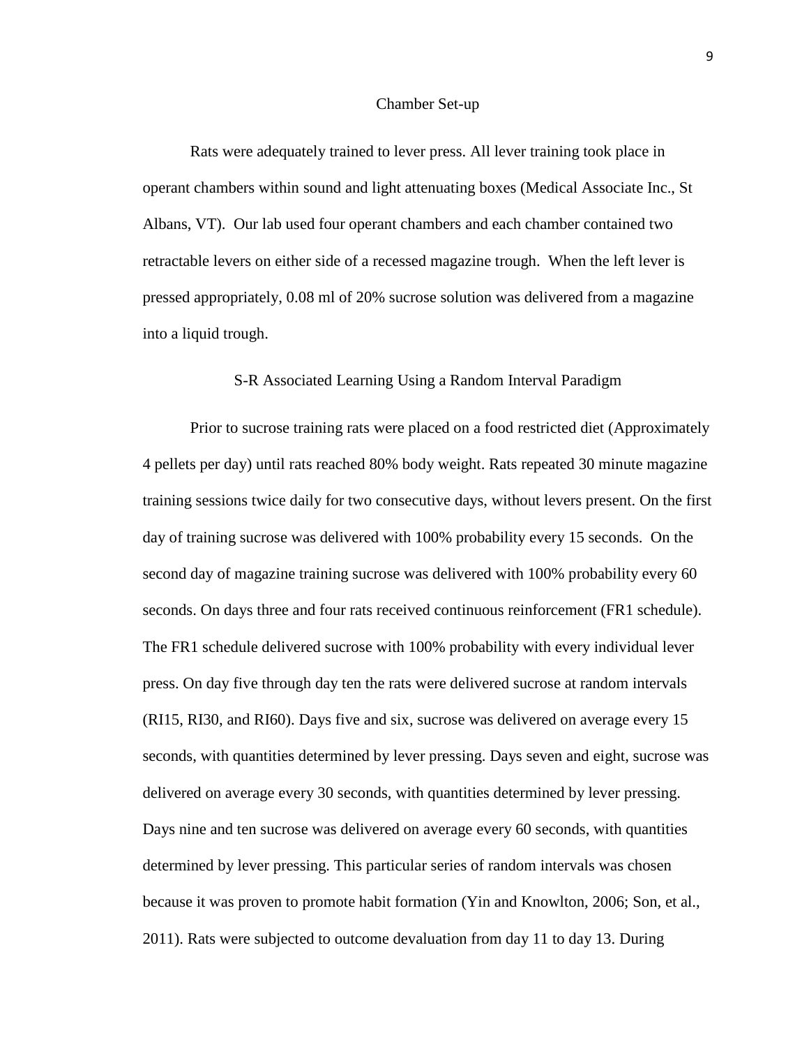## Chamber Set-up

Rats were adequately trained to lever press. All lever training took place in operant chambers within sound and light attenuating boxes (Medical Associate Inc., St Albans, VT). Our lab used four operant chambers and each chamber contained two retractable levers on either side of a recessed magazine trough. When the left lever is pressed appropriately, 0.08 ml of 20% sucrose solution was delivered from a magazine into a liquid trough.

## S-R Associated Learning Using a Random Interval Paradigm

Prior to sucrose training rats were placed on a food restricted diet (Approximately 4 pellets per day) until rats reached 80% body weight. Rats repeated 30 minute magazine training sessions twice daily for two consecutive days, without levers present. On the first day of training sucrose was delivered with 100% probability every 15 seconds. On the second day of magazine training sucrose was delivered with 100% probability every 60 seconds. On days three and four rats received continuous reinforcement (FR1 schedule). The FR1 schedule delivered sucrose with 100% probability with every individual lever press. On day five through day ten the rats were delivered sucrose at random intervals (RI15, RI30, and RI60). Days five and six, sucrose was delivered on average every 15 seconds, with quantities determined by lever pressing. Days seven and eight, sucrose was delivered on average every 30 seconds, with quantities determined by lever pressing. Days nine and ten sucrose was delivered on average every 60 seconds, with quantities determined by lever pressing. This particular series of random intervals was chosen because it was proven to promote habit formation (Yin and Knowlton, 2006; Son, et al., 2011). Rats were subjected to outcome devaluation from day 11 to day 13. During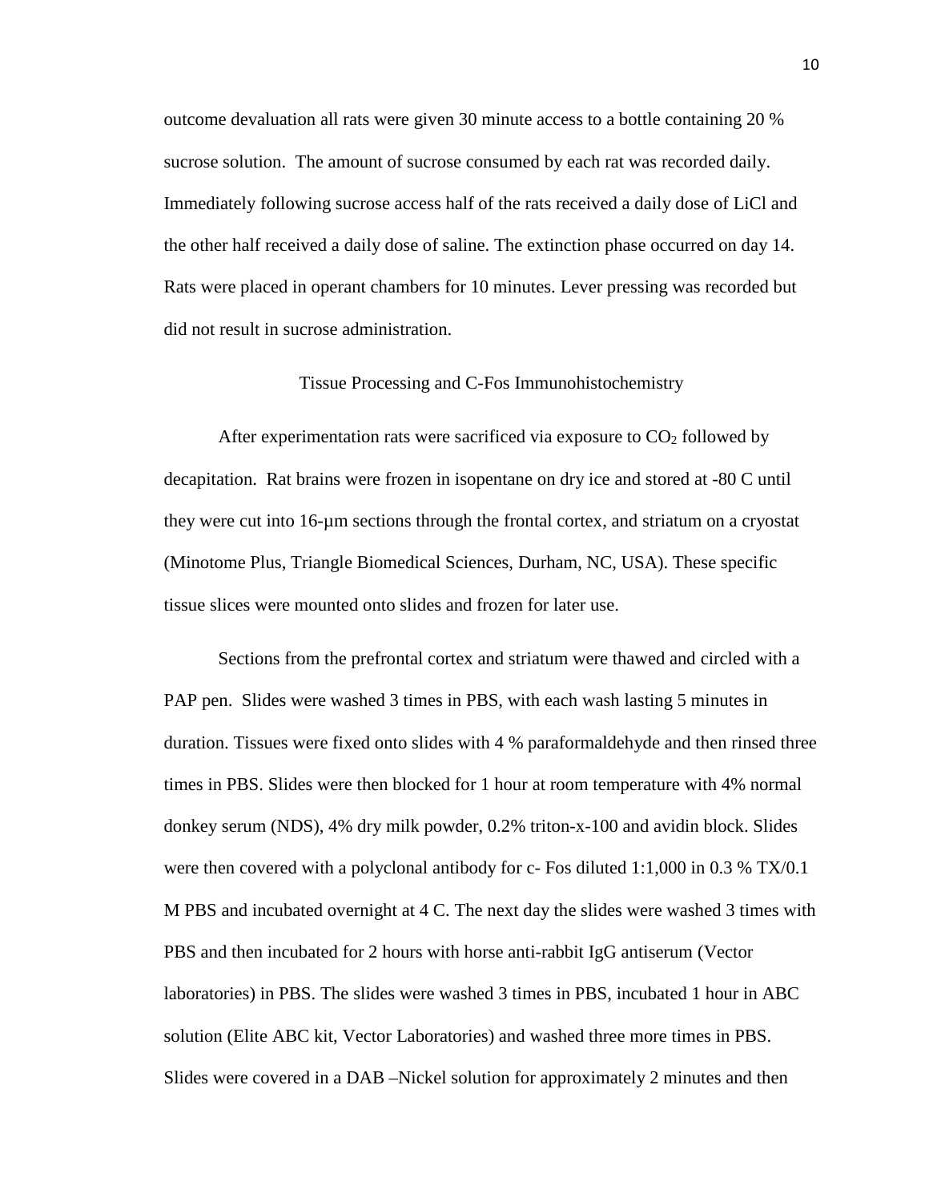outcome devaluation all rats were given 30 minute access to a bottle containing 20 % sucrose solution. The amount of sucrose consumed by each rat was recorded daily. Immediately following sucrose access half of the rats received a daily dose of LiCl and the other half received a daily dose of saline. The extinction phase occurred on day 14. Rats were placed in operant chambers for 10 minutes. Lever pressing was recorded but did not result in sucrose administration.

## Tissue Processing and C-Fos Immunohistochemistry

After experimentation rats were sacrificed via exposure to $CO_2$ followed by decapitation. Rat brains were frozen in isopentane on dry ice and stored at -80 C until they were cut into 16-μm sections through the frontal cortex, and striatum on a cryostat (Minotome Plus, Triangle Biomedical Sciences, Durham, NC, USA). These specific tissue slices were mounted onto slides and frozen for later use.

Sections from the prefrontal cortex and striatum were thawed and circled with a PAP pen. Slides were washed 3 times in PBS, with each wash lasting 5 minutes in duration. Tissues were fixed onto slides with 4 % paraformaldehyde and then rinsed three times in PBS. Slides were then blocked for 1 hour at room temperature with 4% normal donkey serum (NDS), 4% dry milk powder, 0.2% triton-x-100 and avidin block. Slides were then covered with a polyclonal antibody for c- Fos diluted 1:1,000 in 0.3 % TX/0.1 M PBS and incubated overnight at 4 C. The next day the slides were washed 3 times with PBS and then incubated for 2 hours with horse anti-rabbit IgG antiserum (Vector laboratories) in PBS. The slides were washed 3 times in PBS, incubated 1 hour in ABC solution (Elite ABC kit, Vector Laboratories) and washed three more times in PBS. Slides were covered in a DAB –Nickel solution for approximately 2 minutes and then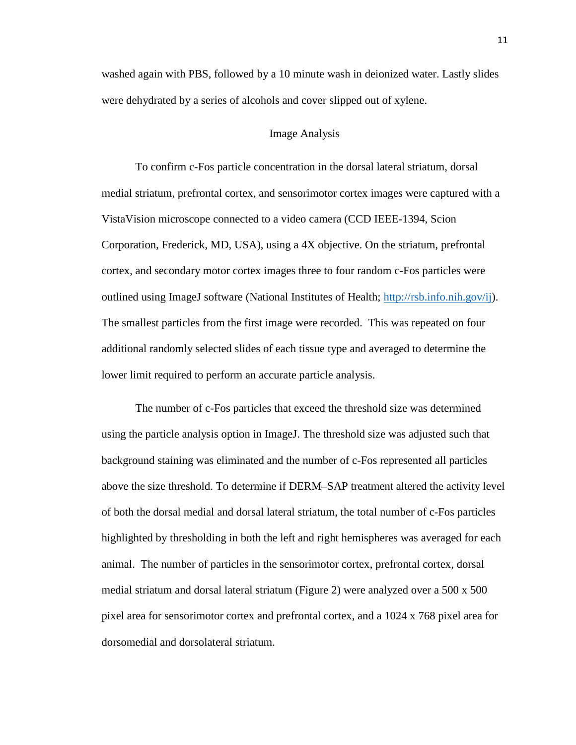washed again with PBS, followed by a 10 minute wash in deionized water. Lastly slides were dehydrated by a series of alcohols and cover slipped out of xylene.

## Image Analysis

To confirm c-Fos particle concentration in the dorsal lateral striatum, dorsal medial striatum, prefrontal cortex, and sensorimotor cortex images were captured with a VistaVision microscope connected to a video camera (CCD IEEE-1394, Scion Corporation, Frederick, MD, USA), using a 4X objective. On the striatum, prefrontal cortex, and secondary motor cortex images three to four random c-Fos particles were outlined using ImageJ software (National Institutes of Health; http://rsb.info.nih.gov/ij). The smallest particles from the first image were recorded. This was repeated on four additional randomly selected slides of each tissue type and averaged to determine the lower limit required to perform an accurate particle analysis.

The number of c-Fos particles that exceed the threshold size was determined using the particle analysis option in ImageJ. The threshold size was adjusted such that background staining was eliminated and the number of c-Fos represented all particles above the size threshold. To determine if DERM–SAP treatment altered the activity level of both the dorsal medial and dorsal lateral striatum, the total number of c-Fos particles highlighted by thresholding in both the left and right hemispheres was averaged for each animal. The number of particles in the sensorimotor cortex, prefrontal cortex, dorsal medial striatum and dorsal lateral striatum (Figure 2) were analyzed over a 500 x 500 pixel area for sensorimotor cortex and prefrontal cortex, and a 1024 x 768 pixel area for dorsomedial and dorsolateral striatum.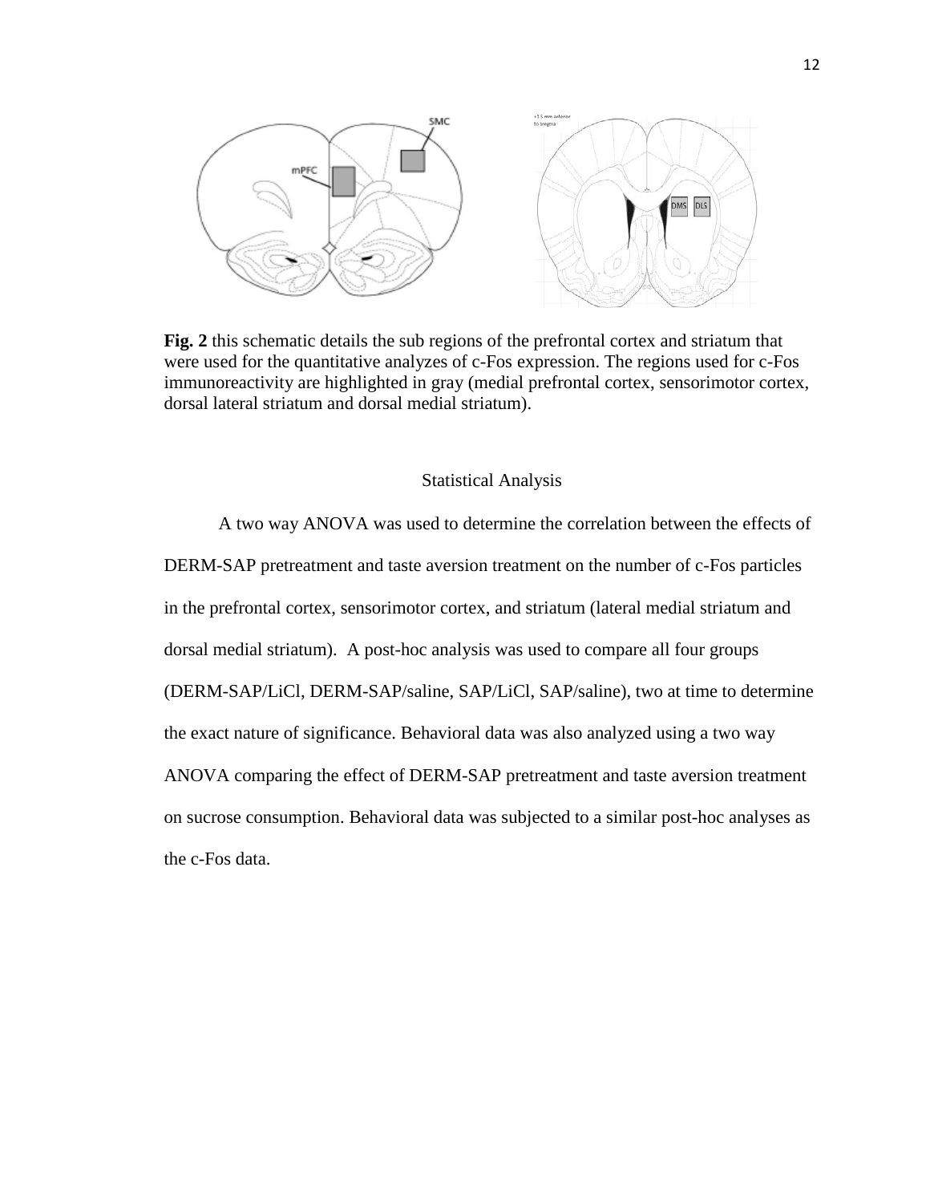**Fig. 2** this schematic details the sub regions of the prefrontal cortex and striatum that were used for the quantitative analyzes of c-Fos expression. The regions used for c-Fos immunoreactivity are highlighted in gray (medial prefrontal cortex, sensorimotor cortex, dorsal lateral striatum and dorsal medial striatum).

## Statistical Analysis

A two way ANOVA was used to determine the correlation between the effects of DERM-SAP pretreatment and taste aversion treatment on the number of c-Fos particles in the prefrontal cortex, sensorimotor cortex, and striatum (lateral medial striatum and dorsal medial striatum). A post-hoc analysis was used to compare all four groups (DERM-SAP/LiCl, DERM-SAP/saline, SAP/LiCl, SAP/saline), two at time to determine the exact nature of significance. Behavioral data was also analyzed using a two way ANOVA comparing the effect of DERM-SAP pretreatment and taste aversion treatment on sucrose consumption. Behavioral data was subjected to a similar post-hoc analyses as the c-Fos data.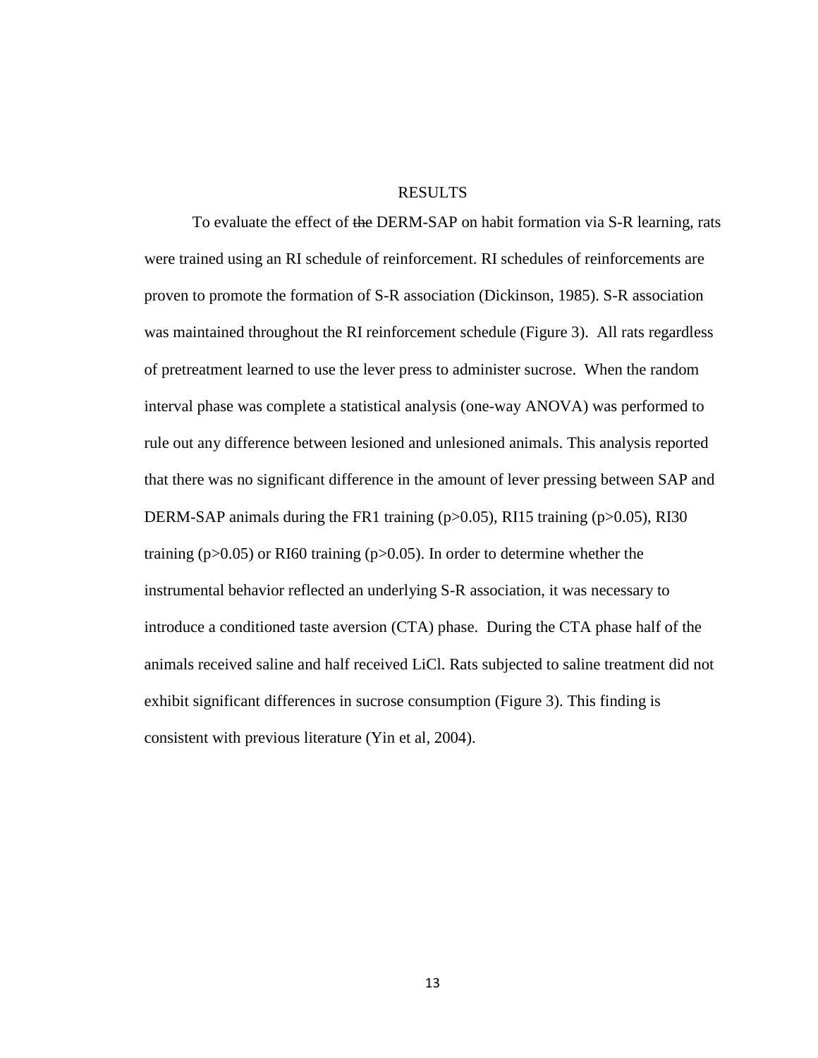# RESULTS

To evaluate the effect of ~~the~~ DERM-SAP on habit formation via S-R learning, rats were trained using an RI schedule of reinforcement. RI schedules of reinforcements are proven to promote the formation of S-R association (Dickinson, 1985). S-R association was maintained throughout the RI reinforcement schedule (Figure 3). All rats regardless of pretreatment learned to use the lever press to administer sucrose. When the random interval phase was complete a statistical analysis (one-way ANOVA) was performed to rule out any difference between lesioned and unlesioned animals. This analysis reported that there was no significant difference in the amount of lever pressing between SAP and DERM-SAP animals during the FR1 training ($p>0.05$), RI15 training ($p>0.05$), RI30 training ($p>0.05$) or RI60 training ($p>0.05$). In order to determine whether the instrumental behavior reflected an underlying S-R association, it was necessary to introduce a conditioned taste aversion (CTA) phase. During the CTA phase half of the animals received saline and half received LiCl. Rats subjected to saline treatment did not exhibit significant differences in sucrose consumption (Figure 3). This finding is consistent with previous literature (Yin et al, 2004).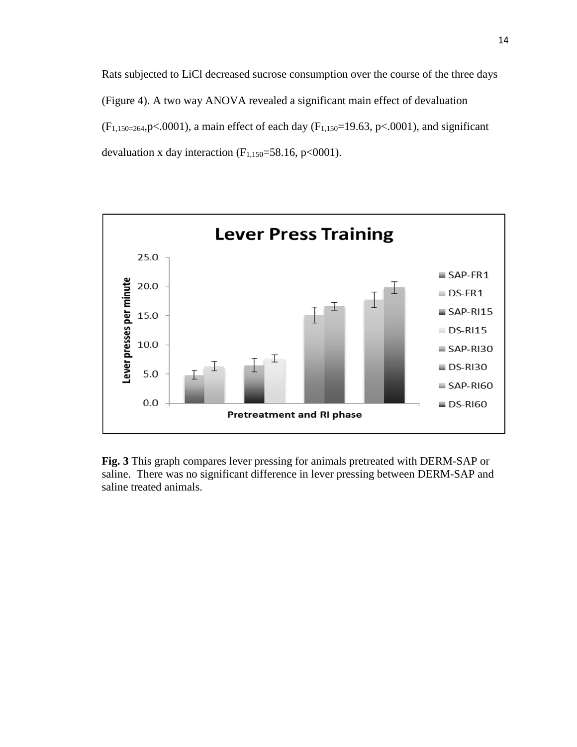Rats subjected to LiCl decreased sucrose consumption over the course of the three days (Figure 4). A two way ANOVA revealed a significant main effect of devaluation ($F_{1,150=264}$,p<.0001), a main effect of each day ($F_{1,150}$=19.63, p<.0001), and significant devaluation x day interaction ($F_{1,150}$=58.16, p<0001).

**Fig. 3** This graph compares lever pressing for animals pretreated with DERM-SAP or saline. There was no significant difference in lever pressing between DERM-SAP and saline treated animals.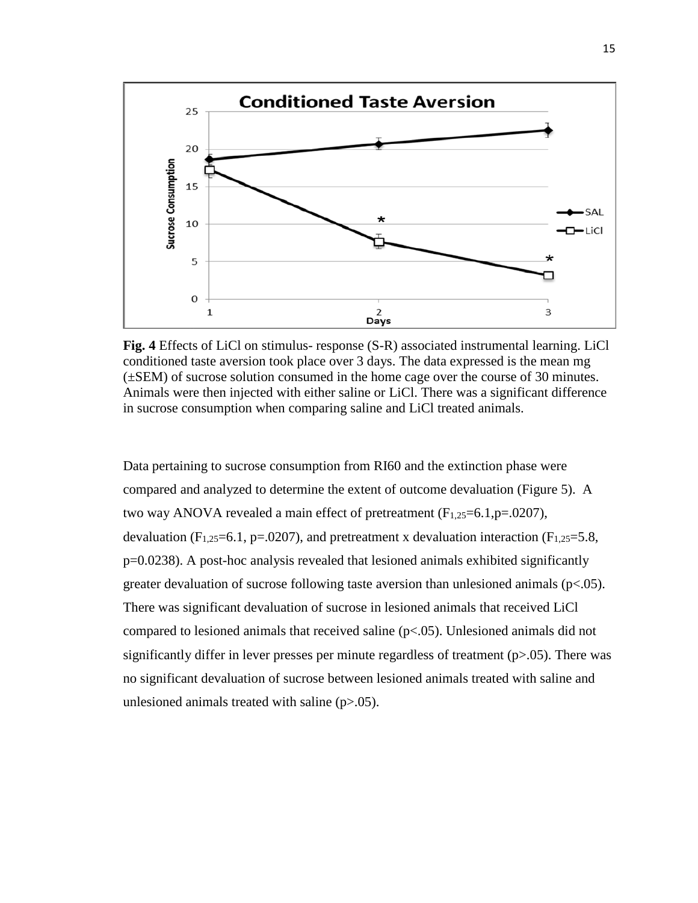**Fig. 4** Effects of LiCl on stimulus- response (S-R) associated instrumental learning. LiCl conditioned taste aversion took place over 3 days. The data expressed is the mean mg (±SEM) of sucrose solution consumed in the home cage over the course of 30 minutes. Animals were then injected with either saline or LiCl. There was a significant difference in sucrose consumption when comparing saline and LiCl treated animals.

Data pertaining to sucrose consumption from RI60 and the extinction phase were compared and analyzed to determine the extent of outcome devaluation (Figure 5). A two way ANOVA revealed a main effect of pretreatment ($F_{1,25}$=6.1,p=.0207), devaluation ($F_{1,25}$=6.1, p=.0207), and pretreatment x devaluation interaction ($F_{1,25}$=5.8, p=0.0238). A post-hoc analysis revealed that lesioned animals exhibited significantly greater devaluation of sucrose following taste aversion than unlesioned animals (p<.05). There was significant devaluation of sucrose in lesioned animals that received LiCl compared to lesioned animals that received saline (p<.05). Unlesioned animals did not significantly differ in lever presses per minute regardless of treatment (p>.05). There was no significant devaluation of sucrose between lesioned animals treated with saline and unlesioned animals treated with saline (p>.05).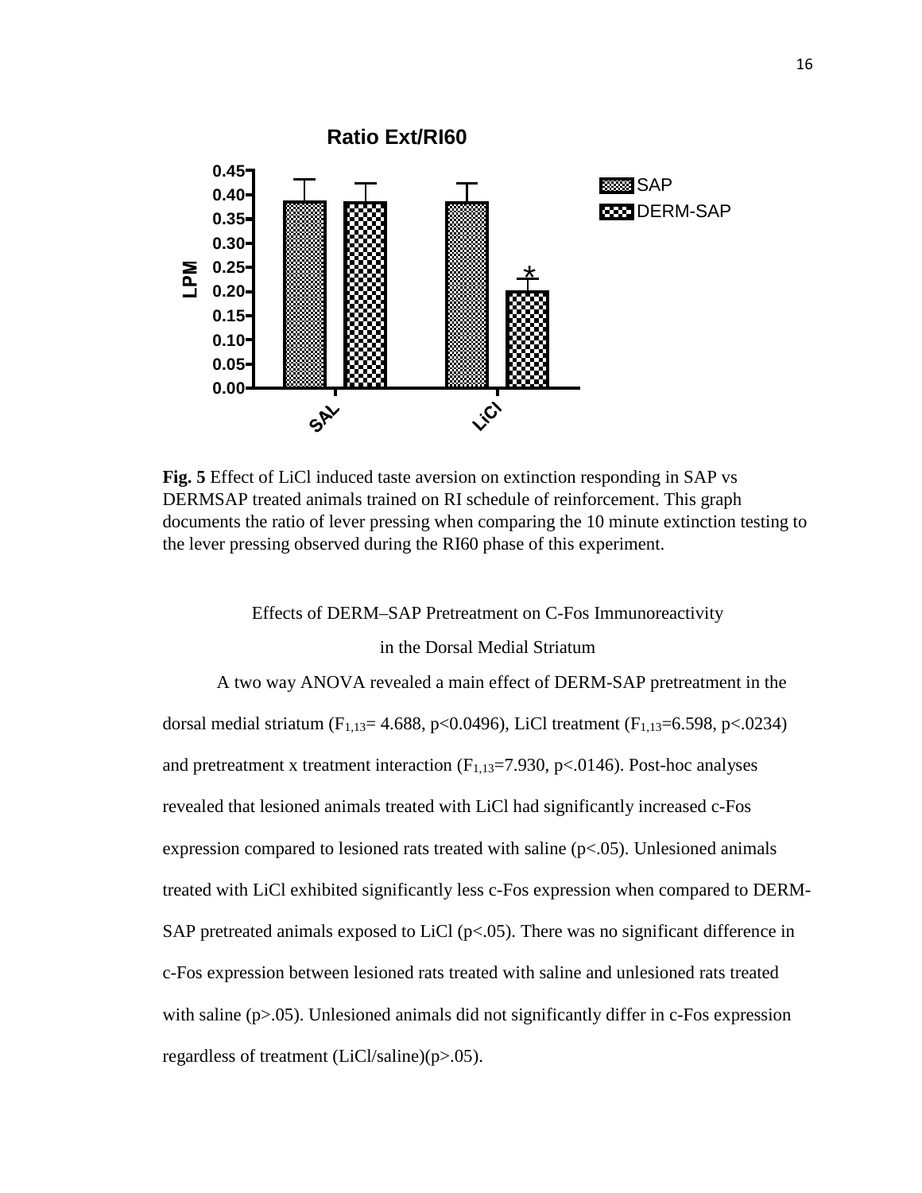**Fig. 5** Effect of LiCl induced taste aversion on extinction responding in SAP vs DERMSAP treated animals trained on RI schedule of reinforcement. This graph documents the ratio of lever pressing when comparing the 10 minute extinction testing to the lever pressing observed during the RI60 phase of this experiment.

### Effects of DERM–SAP Pretreatment on C-Fos Immunoreactivity in the Dorsal Medial Striatum

A two way ANOVA revealed a main effect of DERM-SAP pretreatment in the dorsal medial striatum ($F_{1,13}$= 4.688, $p<0.0496$), LiCl treatment ($F_{1,13}$=6.598, $p<.0234$) and pretreatment x treatment interaction ($F_{1,13}$=7.930, $p<.0146$). Post-hoc analyses revealed that lesioned animals treated with LiCl had significantly increased c-Fos expression compared to lesioned rats treated with saline ($p<.05$). Unlesioned animals treated with LiCl exhibited significantly less c-Fos expression when compared to DERM-SAP pretreated animals exposed to LiCl ($p<.05$). There was no significant difference in c-Fos expression between lesioned rats treated with saline and unlesioned rats treated with saline ($p>.05$). Unlesioned animals did not significantly differ in c-Fos expression regardless of treatment (LiCl/saline)($p>.05$).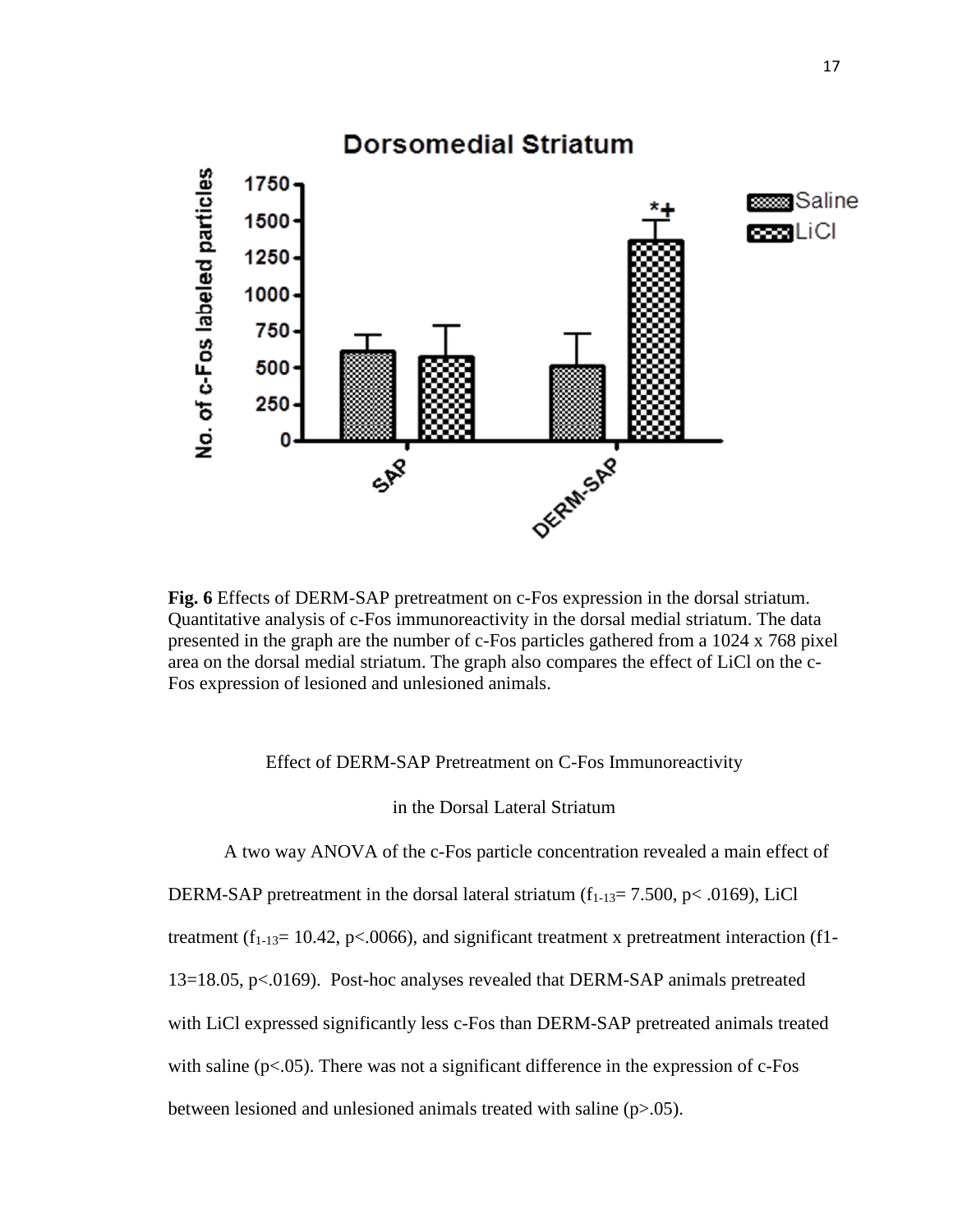**Fig. 6** Effects of DERM-SAP pretreatment on c-Fos expression in the dorsal striatum. Quantitative analysis of c-Fos immunoreactivity in the dorsal medial striatum. The data presented in the graph are the number of c-Fos particles gathered from a 1024 x 768 pixel area on the dorsal medial striatum. The graph also compares the effect of LiCl on the c-Fos expression of lesioned and unlesioned animals.

## Effect of DERM-SAP Pretreatment on C-Fos Immunoreactivity in the Dorsal Lateral Striatum

A two way ANOVA of the c-Fos particle concentration revealed a main effect of DERM-SAP pretreatment in the dorsal lateral striatum ($f_{1\text{-}13}$= 7.500, p< .0169), LiCl treatment ($f_{1\text{-}13}$= 10.42, p<.0066), and significant treatment x pretreatment interaction (f1-13=18.05, p<.0169). Post-hoc analyses revealed that DERM-SAP animals pretreated with LiCl expressed significantly less c-Fos than DERM-SAP pretreated animals treated with saline (p<.05). There was not a significant difference in the expression of c-Fos between lesioned and unlesioned animals treated with saline (p>.05).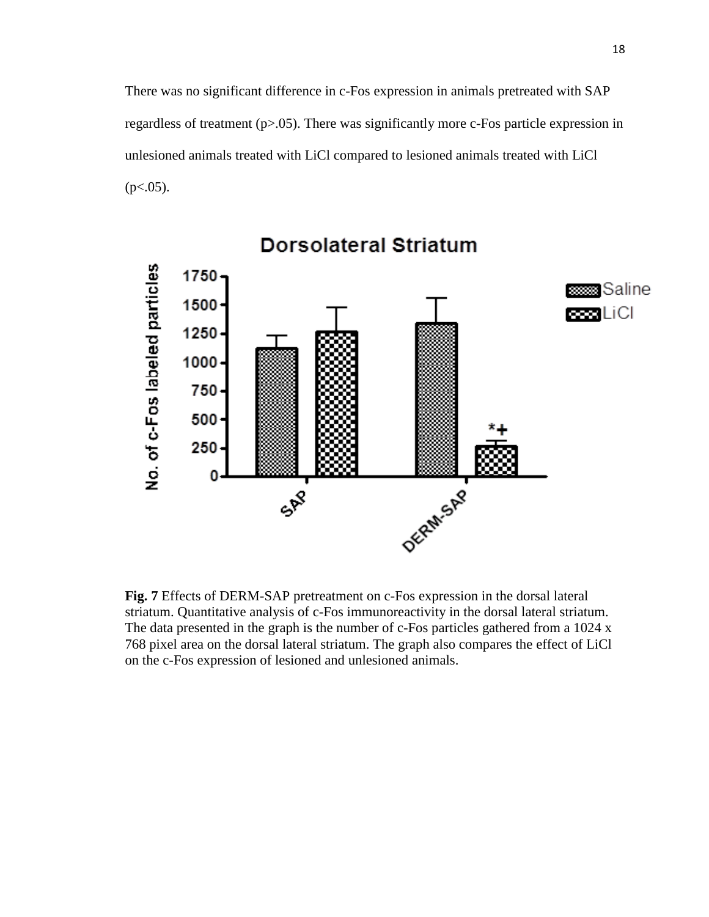There was no significant difference in c-Fos expression in animals pretreated with SAP regardless of treatment ($p>.05$). There was significantly more c-Fos particle expression in unlesioned animals treated with LiCl compared to lesioned animals treated with LiCl ($p<.05$).

**Fig. 7** Effects of DERM-SAP pretreatment on c-Fos expression in the dorsal lateral striatum. Quantitative analysis of c-Fos immunoreactivity in the dorsal lateral striatum. The data presented in the graph is the number of c-Fos particles gathered from a 1024 x 768 pixel area on the dorsal lateral striatum. The graph also compares the effect of LiCl on the c-Fos expression of lesioned and unlesioned animals.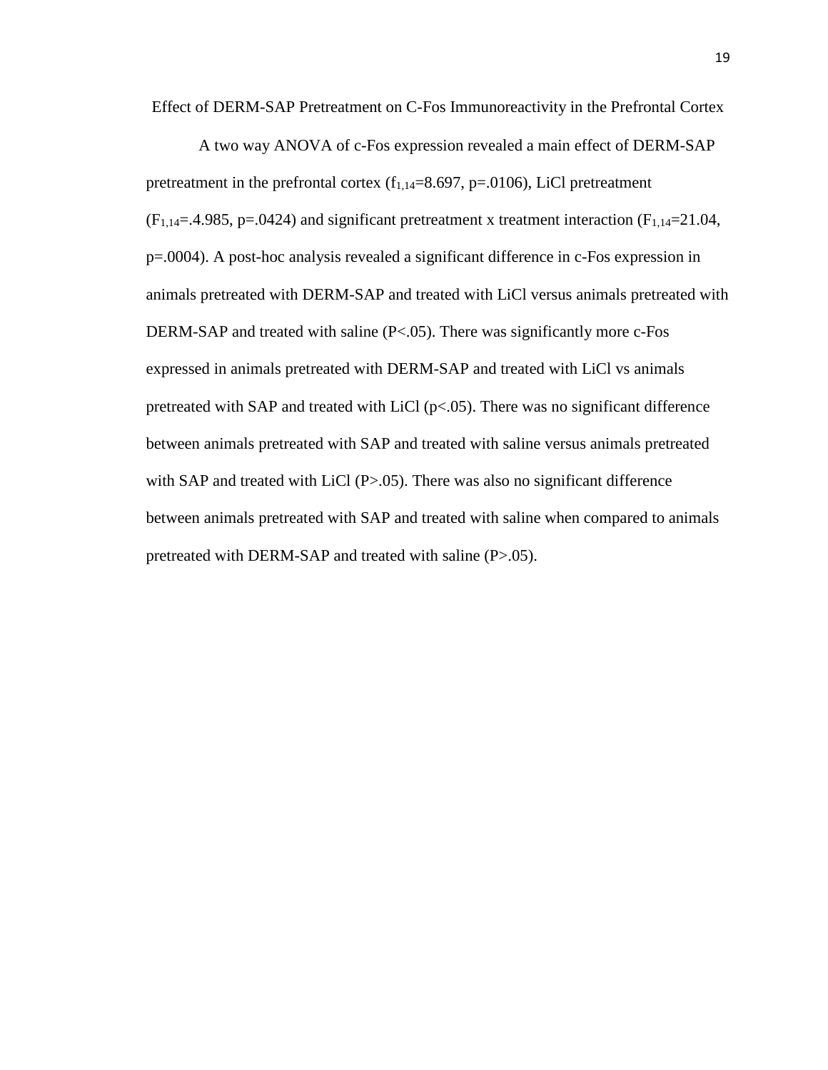## Effect of DERM-SAP Pretreatment on C-Fos Immunoreactivity in the Prefrontal Cortex

A two way ANOVA of c-Fos expression revealed a main effect of DERM-SAP pretreatment in the prefrontal cortex ($f_{1,14}$=8.697, p=.0106), LiCl pretreatment ($F_{1,14}$=.4.985, p=.0424) and significant pretreatment x treatment interaction ($F_{1,14}$=21.04, p=.0004). A post-hoc analysis revealed a significant difference in c-Fos expression in animals pretreated with DERM-SAP and treated with LiCl versus animals pretreated with DERM-SAP and treated with saline (P<.05). There was significantly more c-Fos expressed in animals pretreated with DERM-SAP and treated with LiCl vs animals pretreated with SAP and treated with LiCl (p<.05). There was no significant difference between animals pretreated with SAP and treated with saline versus animals pretreated with SAP and treated with LiCl (P>.05). There was also no significant difference between animals pretreated with SAP and treated with saline when compared to animals pretreated with DERM-SAP and treated with saline (P>.05).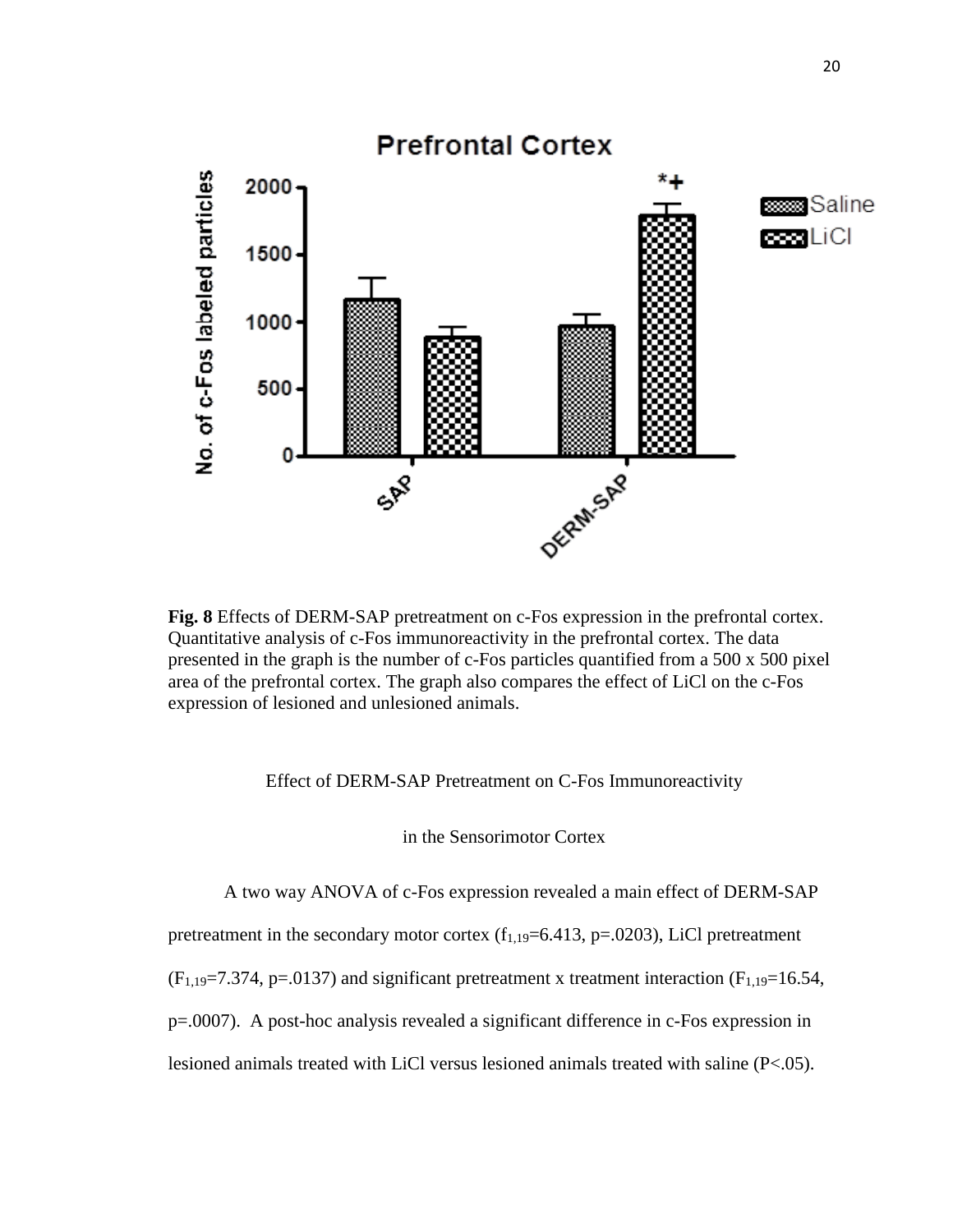**Fig. 8** Effects of DERM-SAP pretreatment on c-Fos expression in the prefrontal cortex. Quantitative analysis of c-Fos immunoreactivity in the prefrontal cortex. The data presented in the graph is the number of c-Fos particles quantified from a 500 x 500 pixel area of the prefrontal cortex. The graph also compares the effect of LiCl on the c-Fos expression of lesioned and unlesioned animals.

Effect of DERM-SAP Pretreatment on C-Fos Immunoreactivity

in the Sensorimotor Cortex

A two way ANOVA of c-Fos expression revealed a main effect of DERM-SAP pretreatment in the secondary motor cortex ($f_{1,19}$=6.413, p=.0203), LiCl pretreatment ($F_{1,19}$=7.374, p=.0137) and significant pretreatment x treatment interaction ($F_{1,19}$=16.54, p=.0007). A post-hoc analysis revealed a significant difference in c-Fos expression in lesioned animals treated with LiCl versus lesioned animals treated with saline (P<.05).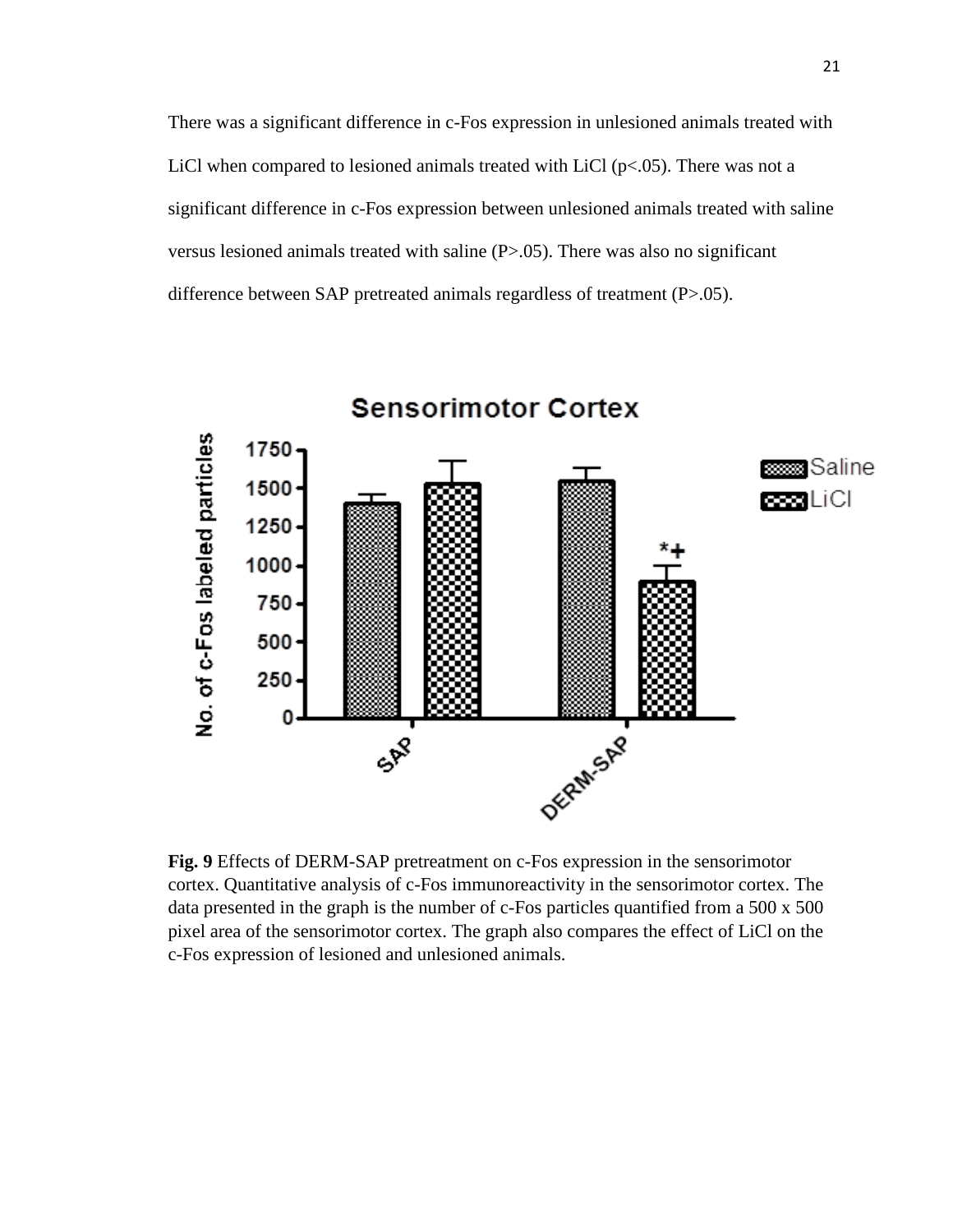There was a significant difference in c-Fos expression in unlesioned animals treated with LiCl when compared to lesioned animals treated with LiCl ($p<.05$). There was not a significant difference in c-Fos expression between unlesioned animals treated with saline versus lesioned animals treated with saline ($P>.05$). There was also no significant difference between SAP pretreated animals regardless of treatment ($P>.05$).

**Fig. 9** Effects of DERM-SAP pretreatment on c-Fos expression in the sensorimotor cortex. Quantitative analysis of c-Fos immunoreactivity in the sensorimotor cortex. The data presented in the graph is the number of c-Fos particles quantified from a 500 x 500 pixel area of the sensorimotor cortex. The graph also compares the effect of LiCl on the c-Fos expression of lesioned and unlesioned animals.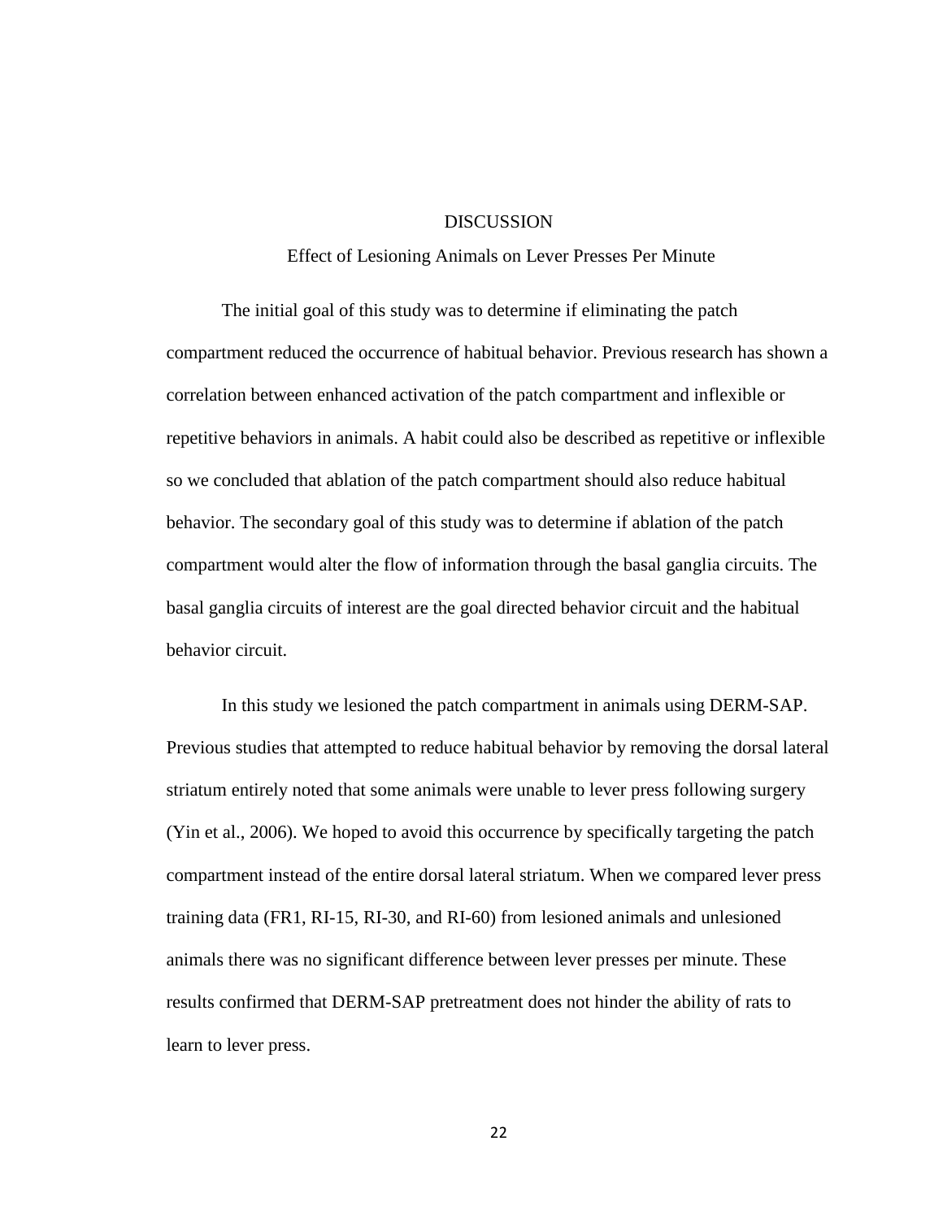# DISCUSSION

## Effect of Lesioning Animals on Lever Presses Per Minute

The initial goal of this study was to determine if eliminating the patch compartment reduced the occurrence of habitual behavior. Previous research has shown a correlation between enhanced activation of the patch compartment and inflexible or repetitive behaviors in animals. A habit could also be described as repetitive or inflexible so we concluded that ablation of the patch compartment should also reduce habitual behavior. The secondary goal of this study was to determine if ablation of the patch compartment would alter the flow of information through the basal ganglia circuits. The basal ganglia circuits of interest are the goal directed behavior circuit and the habitual behavior circuit.

In this study we lesioned the patch compartment in animals using DERM-SAP. Previous studies that attempted to reduce habitual behavior by removing the dorsal lateral striatum entirely noted that some animals were unable to lever press following surgery (Yin et al., 2006). We hoped to avoid this occurrence by specifically targeting the patch compartment instead of the entire dorsal lateral striatum. When we compared lever press training data (FR1, RI-15, RI-30, and RI-60) from lesioned animals and unlesioned animals there was no significant difference between lever presses per minute. These results confirmed that DERM-SAP pretreatment does not hinder the ability of rats to learn to lever press.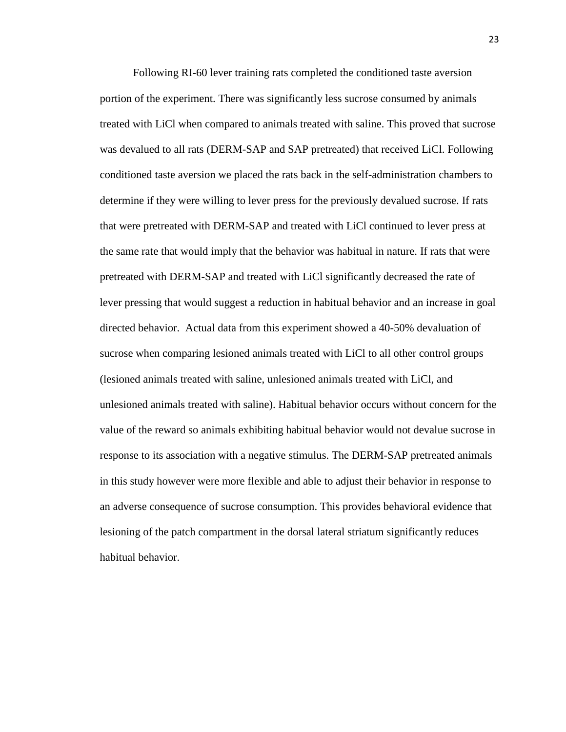Following RI-60 lever training rats completed the conditioned taste aversion portion of the experiment. There was significantly less sucrose consumed by animals treated with LiCl when compared to animals treated with saline. This proved that sucrose was devalued to all rats (DERM-SAP and SAP pretreated) that received LiCl. Following conditioned taste aversion we placed the rats back in the self-administration chambers to determine if they were willing to lever press for the previously devalued sucrose. If rats that were pretreated with DERM-SAP and treated with LiCl continued to lever press at the same rate that would imply that the behavior was habitual in nature. If rats that were pretreated with DERM-SAP and treated with LiCl significantly decreased the rate of lever pressing that would suggest a reduction in habitual behavior and an increase in goal directed behavior. Actual data from this experiment showed a 40-50% devaluation of sucrose when comparing lesioned animals treated with LiCl to all other control groups (lesioned animals treated with saline, unlesioned animals treated with LiCl, and unlesioned animals treated with saline). Habitual behavior occurs without concern for the value of the reward so animals exhibiting habitual behavior would not devalue sucrose in response to its association with a negative stimulus. The DERM-SAP pretreated animals in this study however were more flexible and able to adjust their behavior in response to an adverse consequence of sucrose consumption. This provides behavioral evidence that lesioning of the patch compartment in the dorsal lateral striatum significantly reduces habitual behavior.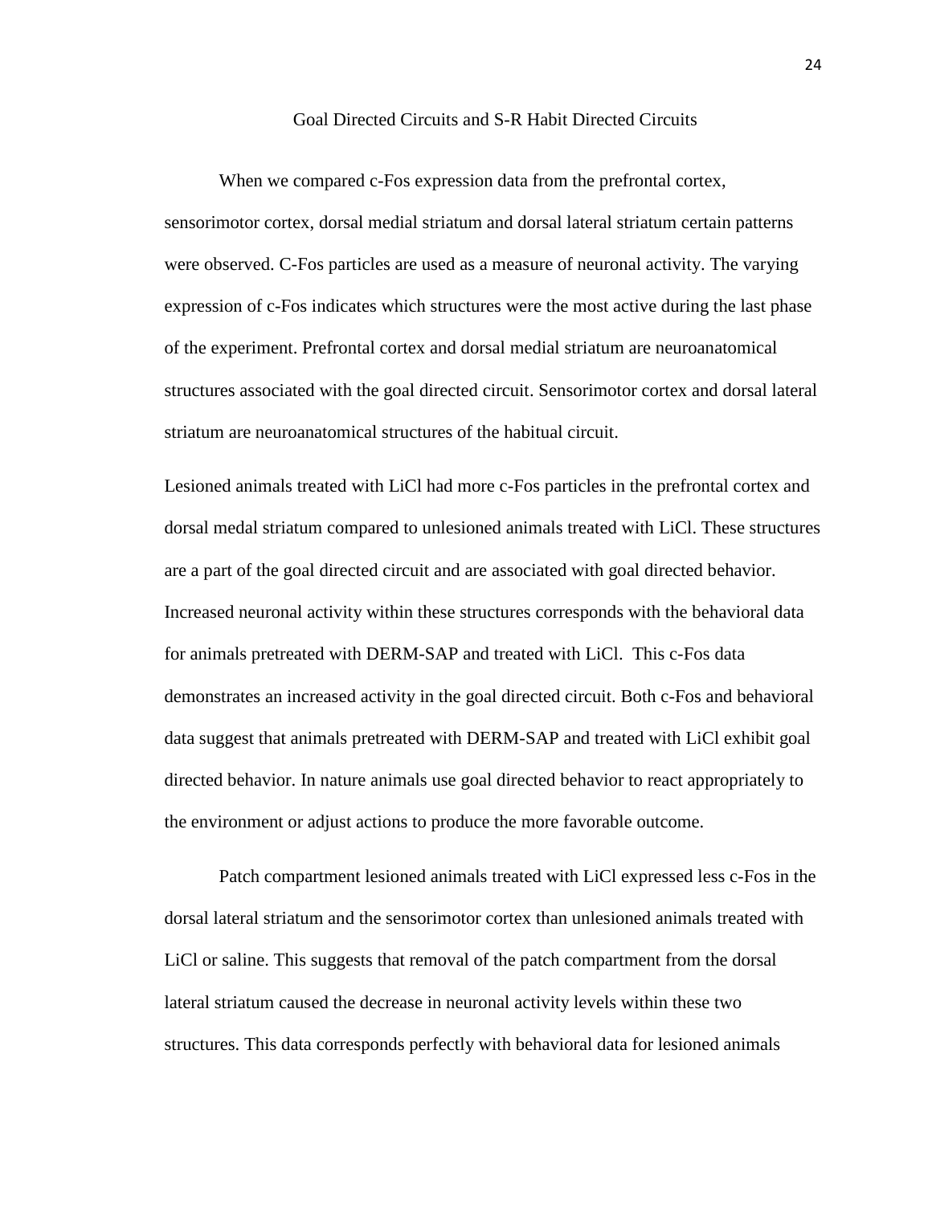## Goal Directed Circuits and S-R Habit Directed Circuits

When we compared c-Fos expression data from the prefrontal cortex, sensorimotor cortex, dorsal medial striatum and dorsal lateral striatum certain patterns were observed. C-Fos particles are used as a measure of neuronal activity. The varying expression of c-Fos indicates which structures were the most active during the last phase of the experiment. Prefrontal cortex and dorsal medial striatum are neuroanatomical structures associated with the goal directed circuit. Sensorimotor cortex and dorsal lateral striatum are neuroanatomical structures of the habitual circuit.

Lesioned animals treated with LiCl had more c-Fos particles in the prefrontal cortex and dorsal medal striatum compared to unlesioned animals treated with LiCl. These structures are a part of the goal directed circuit and are associated with goal directed behavior. Increased neuronal activity within these structures corresponds with the behavioral data for animals pretreated with DERM-SAP and treated with LiCl. This c-Fos data demonstrates an increased activity in the goal directed circuit. Both c-Fos and behavioral data suggest that animals pretreated with DERM-SAP and treated with LiCl exhibit goal directed behavior. In nature animals use goal directed behavior to react appropriately to the environment or adjust actions to produce the more favorable outcome.

Patch compartment lesioned animals treated with LiCl expressed less c-Fos in the dorsal lateral striatum and the sensorimotor cortex than unlesioned animals treated with LiCl or saline. This suggests that removal of the patch compartment from the dorsal lateral striatum caused the decrease in neuronal activity levels within these two structures. This data corresponds perfectly with behavioral data for lesioned animals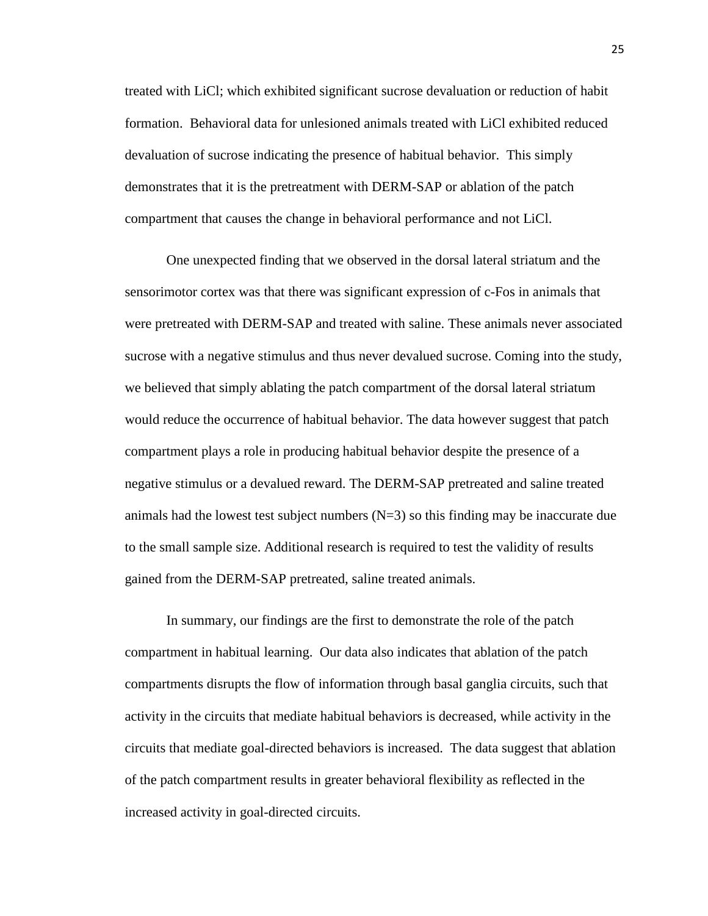treated with LiCl; which exhibited significant sucrose devaluation or reduction of habit formation. Behavioral data for unlesioned animals treated with LiCl exhibited reduced devaluation of sucrose indicating the presence of habitual behavior. This simply demonstrates that it is the pretreatment with DERM-SAP or ablation of the patch compartment that causes the change in behavioral performance and not LiCl.

One unexpected finding that we observed in the dorsal lateral striatum and the sensorimotor cortex was that there was significant expression of c-Fos in animals that were pretreated with DERM-SAP and treated with saline. These animals never associated sucrose with a negative stimulus and thus never devalued sucrose. Coming into the study, we believed that simply ablating the patch compartment of the dorsal lateral striatum would reduce the occurrence of habitual behavior. The data however suggest that patch compartment plays a role in producing habitual behavior despite the presence of a negative stimulus or a devalued reward. The DERM-SAP pretreated and saline treated animals had the lowest test subject numbers (N=3) so this finding may be inaccurate due to the small sample size. Additional research is required to test the validity of results gained from the DERM-SAP pretreated, saline treated animals.

In summary, our findings are the first to demonstrate the role of the patch compartment in habitual learning. Our data also indicates that ablation of the patch compartments disrupts the flow of information through basal ganglia circuits, such that activity in the circuits that mediate habitual behaviors is decreased, while activity in the circuits that mediate goal-directed behaviors is increased. The data suggest that ablation of the patch compartment results in greater behavioral flexibility as reflected in the increased activity in goal-directed circuits.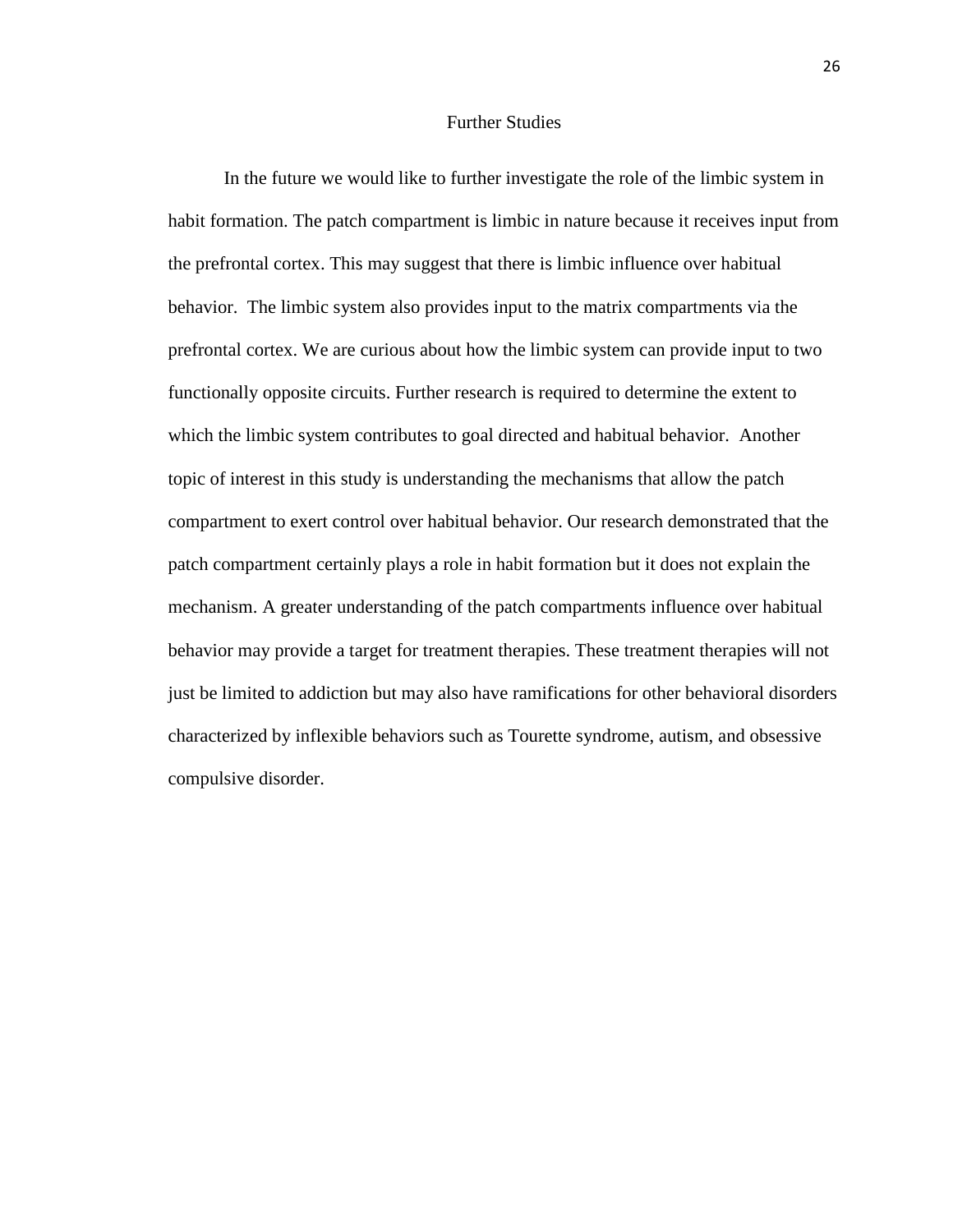## Further Studies

In the future we would like to further investigate the role of the limbic system in habit formation. The patch compartment is limbic in nature because it receives input from the prefrontal cortex. This may suggest that there is limbic influence over habitual behavior. The limbic system also provides input to the matrix compartments via the prefrontal cortex. We are curious about how the limbic system can provide input to two functionally opposite circuits. Further research is required to determine the extent to which the limbic system contributes to goal directed and habitual behavior. Another topic of interest in this study is understanding the mechanisms that allow the patch compartment to exert control over habitual behavior. Our research demonstrated that the patch compartment certainly plays a role in habit formation but it does not explain the mechanism. A greater understanding of the patch compartments influence over habitual behavior may provide a target for treatment therapies. These treatment therapies will not just be limited to addiction but may also have ramifications for other behavioral disorders characterized by inflexible behaviors such as Tourette syndrome, autism, and obsessive compulsive disorder.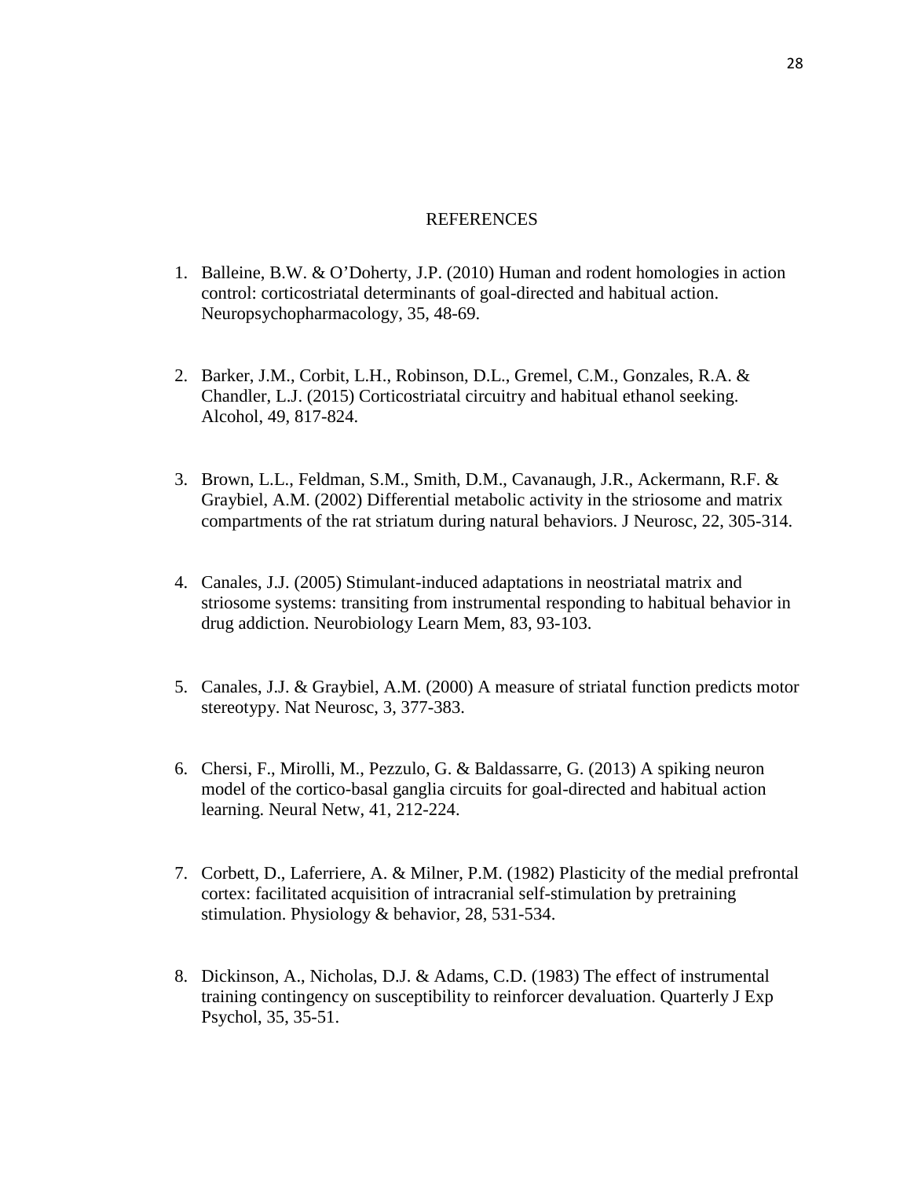# REFERENCES

1. Balleine, B.W. & O'Doherty, J.P. (2010) Human and rodent homologies in action control: corticostriatal determinants of goal-directed and habitual action. Neuropsychopharmacology, 35, 48-69.

2. Barker, J.M., Corbit, L.H., Robinson, D.L., Gremel, C.M., Gonzales, R.A. & Chandler, L.J. (2015) Corticostriatal circuitry and habitual ethanol seeking. Alcohol, 49, 817-824.

3. Brown, L.L., Feldman, S.M., Smith, D.M., Cavanaugh, J.R., Ackermann, R.F. & Graybiel, A.M. (2002) Differential metabolic activity in the striosome and matrix compartments of the rat striatum during natural behaviors. J Neurosc, 22, 305-314.

4. Canales, J.J. (2005) Stimulant-induced adaptations in neostriatal matrix and striosome systems: transiting from instrumental responding to habitual behavior in drug addiction. Neurobiology Learn Mem, 83, 93-103.

5. Canales, J.J. & Graybiel, A.M. (2000) A measure of striatal function predicts motor stereotypy. Nat Neurosc, 3, 377-383.

6. Chersi, F., Mirolli, M., Pezzulo, G. & Baldassarre, G. (2013) A spiking neuron model of the cortico-basal ganglia circuits for goal-directed and habitual action learning. Neural Netw, 41, 212-224.

7. Corbett, D., Laferriere, A. & Milner, P.M. (1982) Plasticity of the medial prefrontal cortex: facilitated acquisition of intracranial self-stimulation by pretraining stimulation. Physiology & behavior, 28, 531-534.

8. Dickinson, A., Nicholas, D.J. & Adams, C.D. (1983) The effect of instrumental training contingency on susceptibility to reinforcer devaluation. Quarterly J Exp Psychol, 35, 35-51.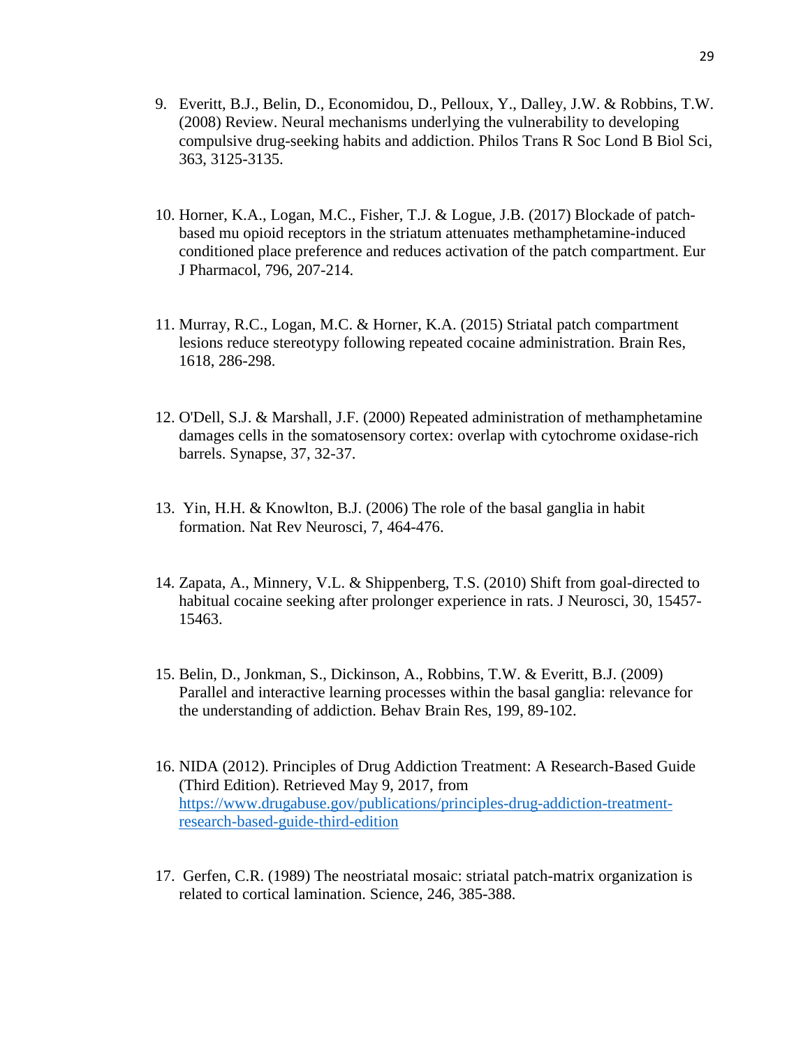9. Everitt, B.J., Belin, D., Economidou, D., Pelloux, Y., Dalley, J.W. & Robbins, T.W. (2008) Review. Neural mechanisms underlying the vulnerability to developing compulsive drug-seeking habits and addiction. Philos Trans R Soc Lond B Biol Sci, 363, 3125-3135.

10. Horner, K.A., Logan, M.C., Fisher, T.J. & Logue, J.B. (2017) Blockade of patch-based mu opioid receptors in the striatum attenuates methamphetamine-induced conditioned place preference and reduces activation of the patch compartment. Eur J Pharmacol, 796, 207-214.

11. Murray, R.C., Logan, M.C. & Horner, K.A. (2015) Striatal patch compartment lesions reduce stereotypy following repeated cocaine administration. Brain Res, 1618, 286-298.

12. O'Dell, S.J. & Marshall, J.F. (2000) Repeated administration of methamphetamine damages cells in the somatosensory cortex: overlap with cytochrome oxidase-rich barrels. Synapse, 37, 32-37.

13. Yin, H.H. & Knowlton, B.J. (2006) The role of the basal ganglia in habit formation. Nat Rev Neurosci, 7, 464-476.

14. Zapata, A., Minnery, V.L. & Shippenberg, T.S. (2010) Shift from goal-directed to habitual cocaine seeking after prolonger experience in rats. J Neurosci, 30, 15457-15463.

15. Belin, D., Jonkman, S., Dickinson, A., Robbins, T.W. & Everitt, B.J. (2009) Parallel and interactive learning processes within the basal ganglia: relevance for the understanding of addiction. Behav Brain Res, 199, 89-102.

16. NIDA (2012). Principles of Drug Addiction Treatment: A Research-Based Guide (Third Edition). Retrieved May 9, 2017, from https://www.drugabuse.gov/publications/principles-drug-addiction-treatment-research-based-guide-third-edition

17. Gerfen, C.R. (1989) The neostriatal mosaic: striatal patch-matrix organization is related to cortical lamination. Science, 246, 385-388.